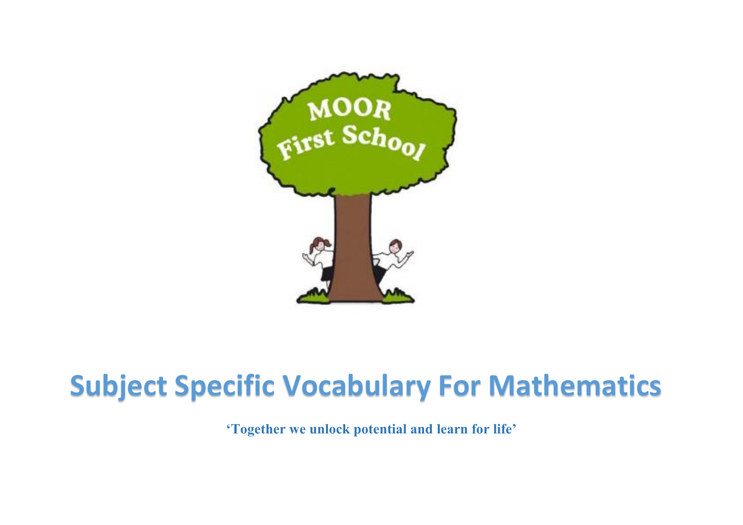MOOR First School

# Subject Specific Vocabulary For Mathematics

**'Together we unlock potential and learn for life'**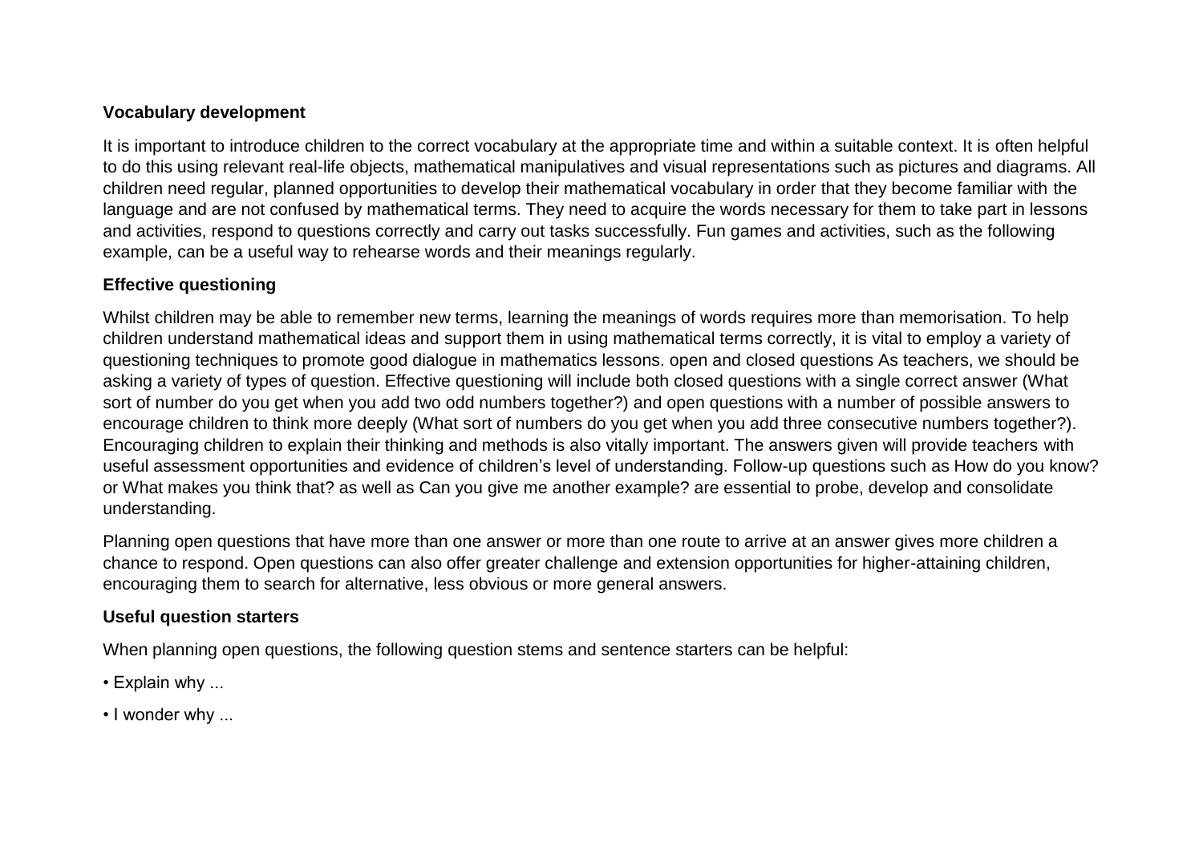**Vocabulary development**

It is important to introduce children to the correct vocabulary at the appropriate time and within a suitable context. It is often helpful to do this using relevant real-life objects, mathematical manipulatives and visual representations such as pictures and diagrams. All children need regular, planned opportunities to develop their mathematical vocabulary in order that they become familiar with the language and are not confused by mathematical terms. They need to acquire the words necessary for them to take part in lessons and activities, respond to questions correctly and carry out tasks successfully. Fun games and activities, such as the following example, can be a useful way to rehearse words and their meanings regularly.

**Effective questioning**

Whilst children may be able to remember new terms, learning the meanings of words requires more than memorisation. To help children understand mathematical ideas and support them in using mathematical terms correctly, it is vital to employ a variety of questioning techniques to promote good dialogue in mathematics lessons. open and closed questions As teachers, we should be asking a variety of types of question. Effective questioning will include both closed questions with a single correct answer (What sort of number do you get when you add two odd numbers together?) and open questions with a number of possible answers to encourage children to think more deeply (What sort of numbers do you get when you add three consecutive numbers together?). Encouraging children to explain their thinking and methods is also vitally important. The answers given will provide teachers with useful assessment opportunities and evidence of children's level of understanding. Follow-up questions such as How do you know? or What makes you think that? as well as Can you give me another example? are essential to probe, develop and consolidate understanding.

Planning open questions that have more than one answer or more than one route to arrive at an answer gives more children a chance to respond. Open questions can also offer greater challenge and extension opportunities for higher-attaining children, encouraging them to search for alternative, less obvious or more general answers.

**Useful question starters**

When planning open questions, the following question stems and sentence starters can be helpful:

- Explain why ...
- I wonder why ...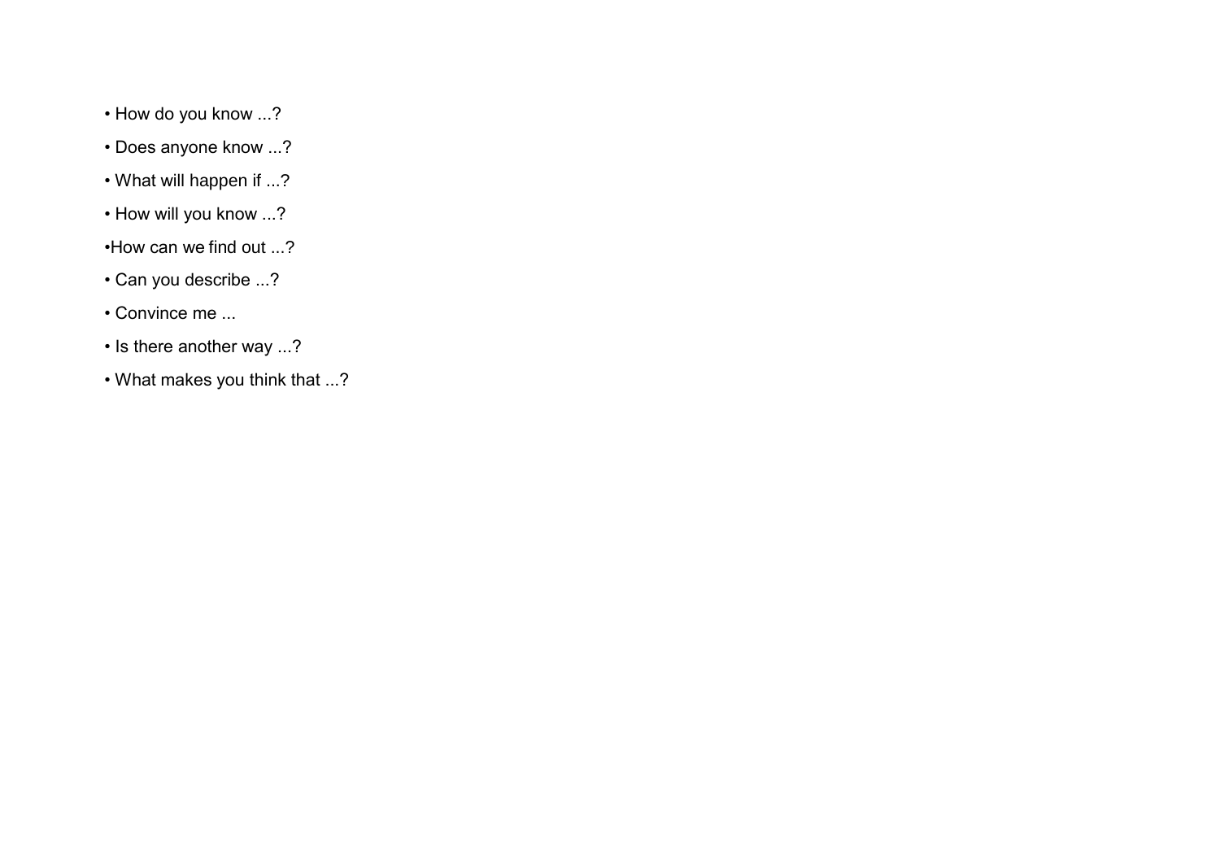- How do you know ...?
- Does anyone know ...?
- What will happen if ...?
- How will you know ...?
- How can we find out ...?
- Can you describe ...?
- Convince me ...
- Is there another way ...?
- What makes you think that ...?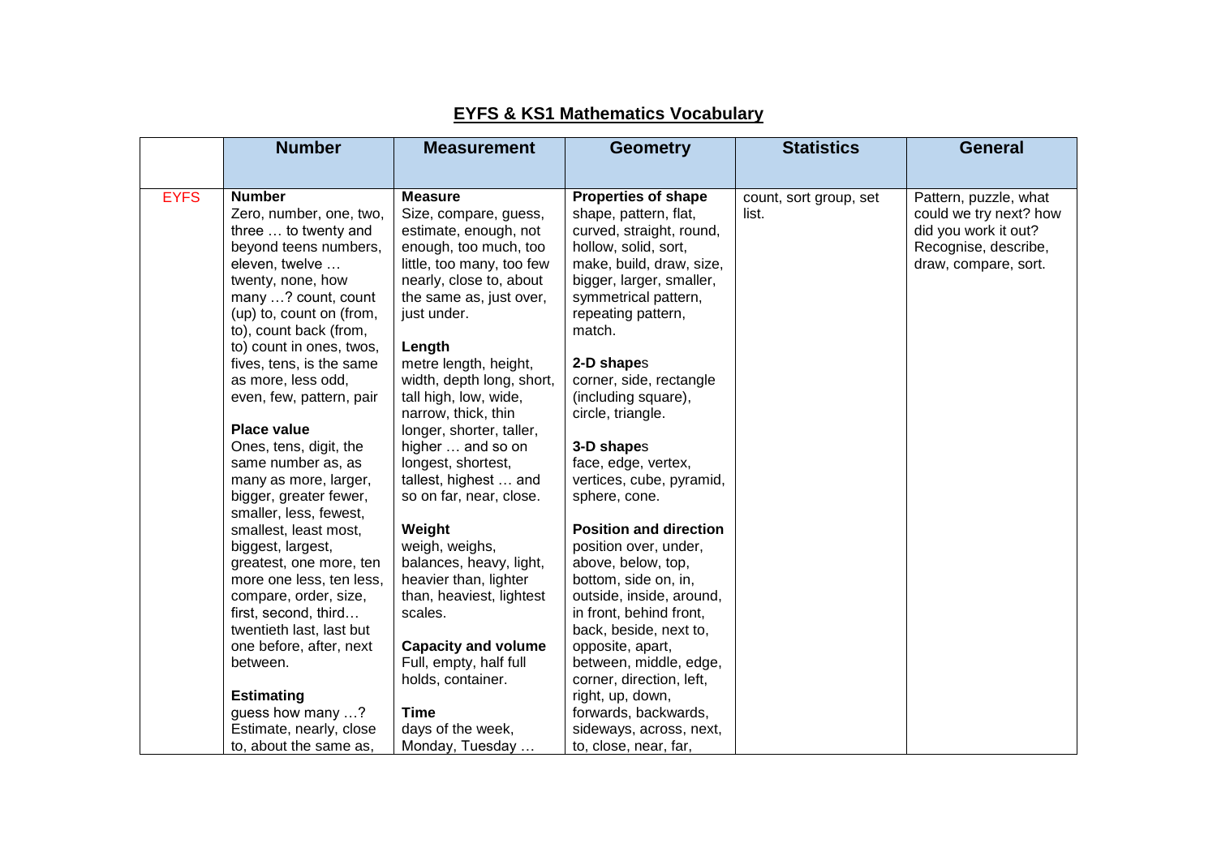# EYFS & KS1 Mathematics Vocabulary

| | Number | Measurement | Geometry | Statistics | General |
|---|---|---|---|---|---|
| EYFS | **Number**<br>Zero, number, one, two, three … to twenty and beyond teens numbers, eleven, twelve … twenty, none, how many …? count, count (up) to, count on (from, to), count back (from, to) count in ones, twos, fives, tens, is the same as more, less odd, even, few, pattern, pair<br><br>**Place value**<br>Ones, tens, digit, the same number as, as many as more, larger, bigger, greater fewer, smaller, less, fewest, smallest, least most, biggest, largest, greatest, one more, ten more one less, ten less, compare, order, size, first, second, third… twentieth last, last but one before, after, next between.<br><br>**Estimating**<br>guess how many …? Estimate, nearly, close to, about the same as, | **Measure**<br>Size, compare, guess, estimate, enough, not enough, too much, too little, too many, too few nearly, close to, about the same as, just over, just under.<br><br>**Length**<br>metre length, height, width, depth long, short, tall high, low, wide, narrow, thick, thin longer, shorter, taller, higher … and so on longest, shortest, tallest, highest … and so on far, near, close.<br><br>**Weight**<br>weigh, weighs, balances, heavy, light, heavier than, lighter than, heaviest, lightest scales.<br><br>**Capacity and volume**<br>Full, empty, half full holds, container.<br><br>**Time**<br>days of the week, Monday, Tuesday … | **Properties of shape**<br>shape, pattern, flat, curved, straight, round, hollow, solid, sort, make, build, draw, size, bigger, larger, smaller, symmetrical pattern, repeating pattern, match.<br><br>**2-D shape**s<br>corner, side, rectangle (including square), circle, triangle.<br><br>**3-D shape**s<br>face, edge, vertex, vertices, cube, pyramid, sphere, cone.<br><br>**Position and direction**<br>position over, under, above, below, top, bottom, side on, in, outside, inside, around, in front, behind front, back, beside, next to, opposite, apart, between, middle, edge, corner, direction, left, right, up, down, forwards, backwards, sideways, across, next, to, close, near, far, | count, sort group, set list. | Pattern, puzzle, what could we try next? how did you work it out? Recognise, describe, draw, compare, sort. |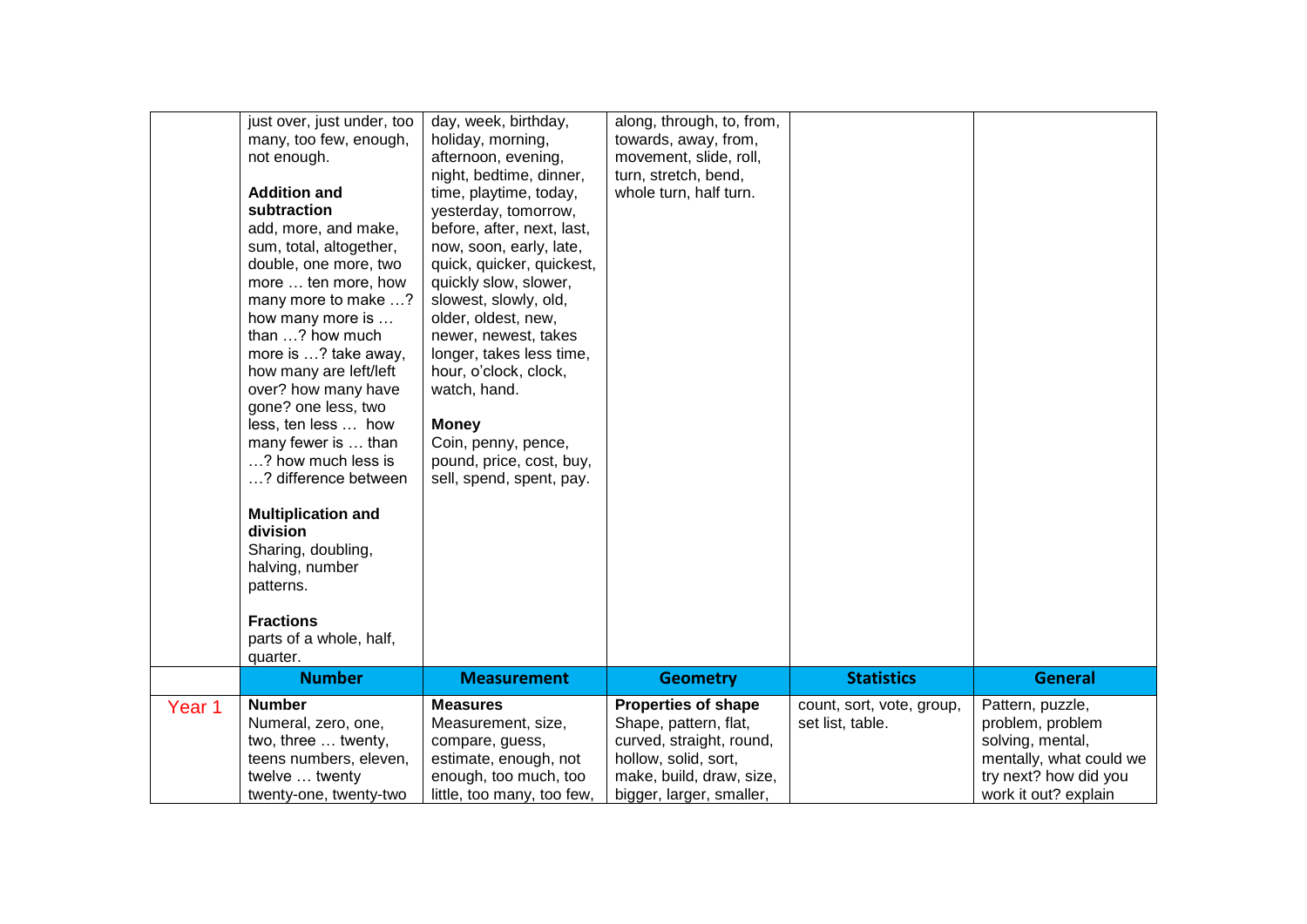| | | | | | |
|---|---|---|---|---|---|
| | just over, just under, too many, too few, enough, not enough.<br><br>**Addition and subtraction**<br>add, more, and make, sum, total, altogether, double, one more, two more … ten more, how many more to make …? how many more is … than …? how much more is …? take away, how many are left/left over? how many have gone? one less, two less, ten less … how many fewer is … than …? how much less is …? difference between<br><br>**Multiplication and division**<br>Sharing, doubling, halving, number patterns.<br><br>**Fractions**<br>parts of a whole, half, quarter. | day, week, birthday, holiday, morning, afternoon, evening, night, bedtime, dinner, time, playtime, today, yesterday, tomorrow, before, after, next, last, now, soon, early, late, quick, quicker, quickest, quickly slow, slower, slowest, slowly, old, older, oldest, new, newer, newest, takes longer, takes less time, hour, o'clock, clock, watch, hand.<br><br>**Money**<br>Coin, penny, pence, pound, price, cost, buy, sell, spend, spent, pay. | along, through, to, from, towards, away, from, movement, slide, roll, turn, stretch, bend, whole turn, half turn. | | |
| | **Number** | **Measurement** | **Geometry** | **Statistics** | **General** |
| Year 1 | **Number**<br>Numeral, zero, one, two, three … twenty, teens numbers, eleven, twelve … twenty twenty-one, twenty-two | **Measures**<br>Measurement, size, compare, guess, estimate, enough, not enough, too much, too little, too many, too few, | **Properties of shape**<br>Shape, pattern, flat, curved, straight, round, hollow, solid, sort, make, build, draw, size, bigger, larger, smaller, | count, sort, vote, group, set list, table. | Pattern, puzzle, problem, problem solving, mental, mentally, what could we try next? how did you work it out? explain |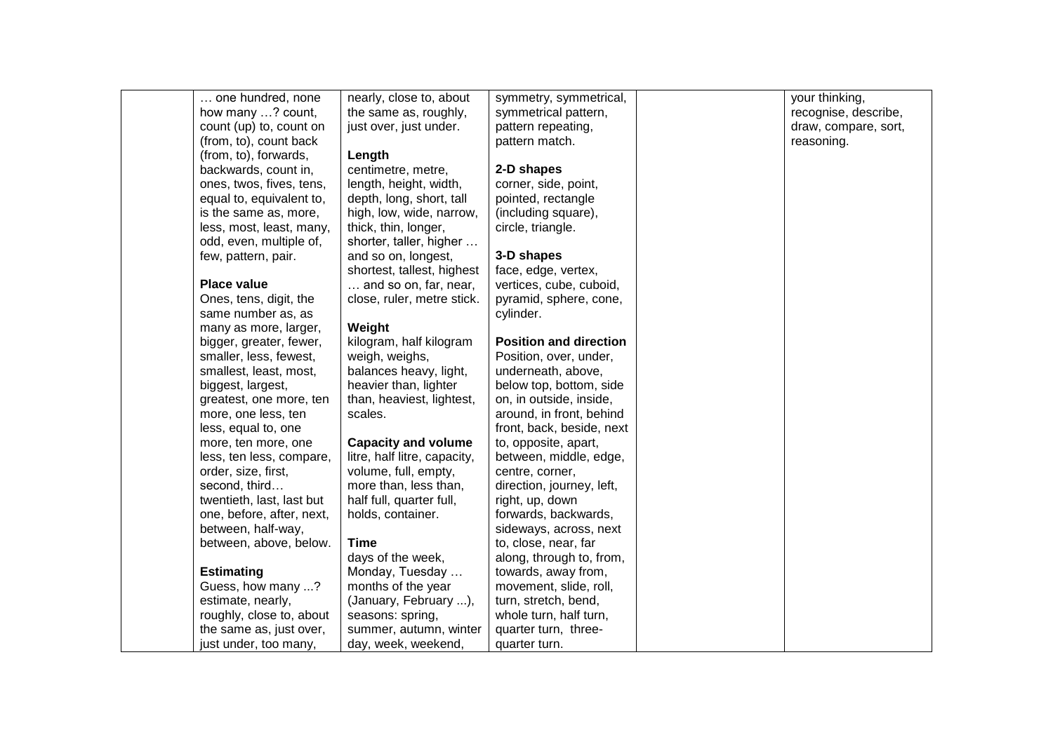| | | | | | |
|---|---|---|---|---|---|
| | … one hundred, none how many …? count, count (up) to, count on (from, to), count back (from, to), forwards, backwards, count in, ones, twos, fives, tens, equal to, equivalent to, is the same as, more, less, most, least, many, odd, even, multiple of, few, pattern, pair.<br><br>**Place value**<br>Ones, tens, digit, the same number as, as many as more, larger, bigger, greater, fewer, smaller, less, fewest, smallest, least, most, biggest, largest, greatest, one more, ten more, one less, ten less, equal to, one more, ten more, one less, ten less, compare, order, size, first, second, third… twentieth, last, last but one, before, after, next, between, half-way, between, above, below.<br><br>**Estimating**<br>Guess, how many ...? estimate, nearly, roughly, close to, about the same as, just over, just under, too many, | nearly, close to, about the same as, roughly, just over, just under.<br><br>**Length**<br>centimetre, metre, length, height, width, depth, long, short, tall high, low, wide, narrow, thick, thin, longer, shorter, taller, higher … and so on, longest, shortest, tallest, highest … and so on, far, near, close, ruler, metre stick.<br><br>**Weight**<br>kilogram, half kilogram weigh, weighs, balances heavy, light, heavier than, lighter than, heaviest, lightest, scales.<br><br>**Capacity and volume**<br>litre, half litre, capacity, volume, full, empty, more than, less than, half full, quarter full, holds, container.<br><br>**Time**<br>days of the week, Monday, Tuesday … months of the year (January, February ...), seasons: spring, summer, autumn, winter day, week, weekend, | symmetry, symmetrical, symmetrical pattern, pattern repeating, pattern match.<br><br>**2-D shapes**<br>corner, side, point, pointed, rectangle (including square), circle, triangle.<br><br>**3-D shapes**<br>face, edge, vertex, vertices, cube, cuboid, pyramid, sphere, cone, cylinder.<br><br>**Position and direction**<br>Position, over, under, underneath, above, below top, bottom, side on, in outside, inside, around, in front, behind front, back, beside, next to, opposite, apart, between, middle, edge, centre, corner, direction, journey, left, right, up, down forwards, backwards, sideways, across, next to, close, near, far along, through to, from, towards, away from, movement, slide, roll, turn, stretch, bend, whole turn, half turn, quarter turn, three-quarter turn. | | your thinking, recognise, describe, draw, compare, sort, reasoning. |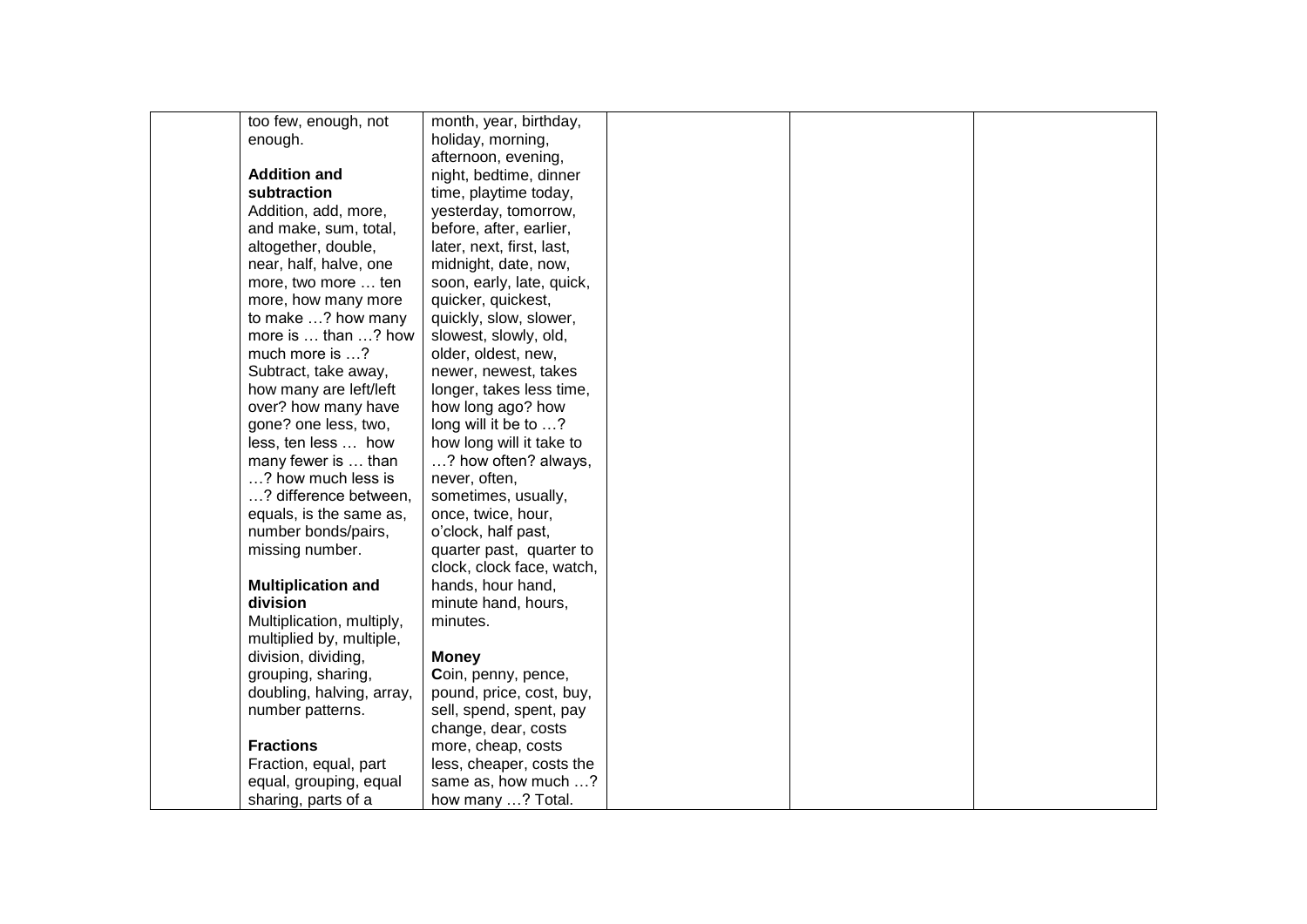| | | | | | |
|---|---|---|---|---|---|
| | too few, enough, not enough.<br><br>**Addition and subtraction**<br>Addition, add, more, and make, sum, total, altogether, double, near, half, halve, one more, two more … ten more, how many more to make …? how many more is … than …? how much more is …? Subtract, take away, how many are left/left over? how many have gone? one less, two, less, ten less … how many fewer is … than …? how much less is …? difference between, equals, is the same as, number bonds/pairs, missing number.<br><br>**Multiplication and division**<br>Multiplication, multiply, multiplied by, multiple, division, dividing, grouping, sharing, doubling, halving, array, number patterns.<br><br>**Fractions**<br>Fraction, equal, part equal, grouping, equal sharing, parts of a | month, year, birthday, holiday, morning, afternoon, evening, night, bedtime, dinner time, playtime today, yesterday, tomorrow, before, after, earlier, later, next, first, last, midnight, date, now, soon, early, late, quick, quicker, quickest, quickly, slow, slower, slowest, slowly, old, older, oldest, new, newer, newest, takes longer, takes less time, how long ago? how long will it be to …? how long will it take to …? how often? always, never, often, sometimes, usually, once, twice, hour, o'clock, half past, quarter past, quarter to clock, clock face, watch, hands, hour hand, minute hand, hours, minutes.<br><br>**Money**<br>**C**oin, penny, pence, pound, price, cost, buy, sell, spend, spent, pay change, dear, costs more, cheap, costs less, cheaper, costs the same as, how much …? how many …? Total. | | | |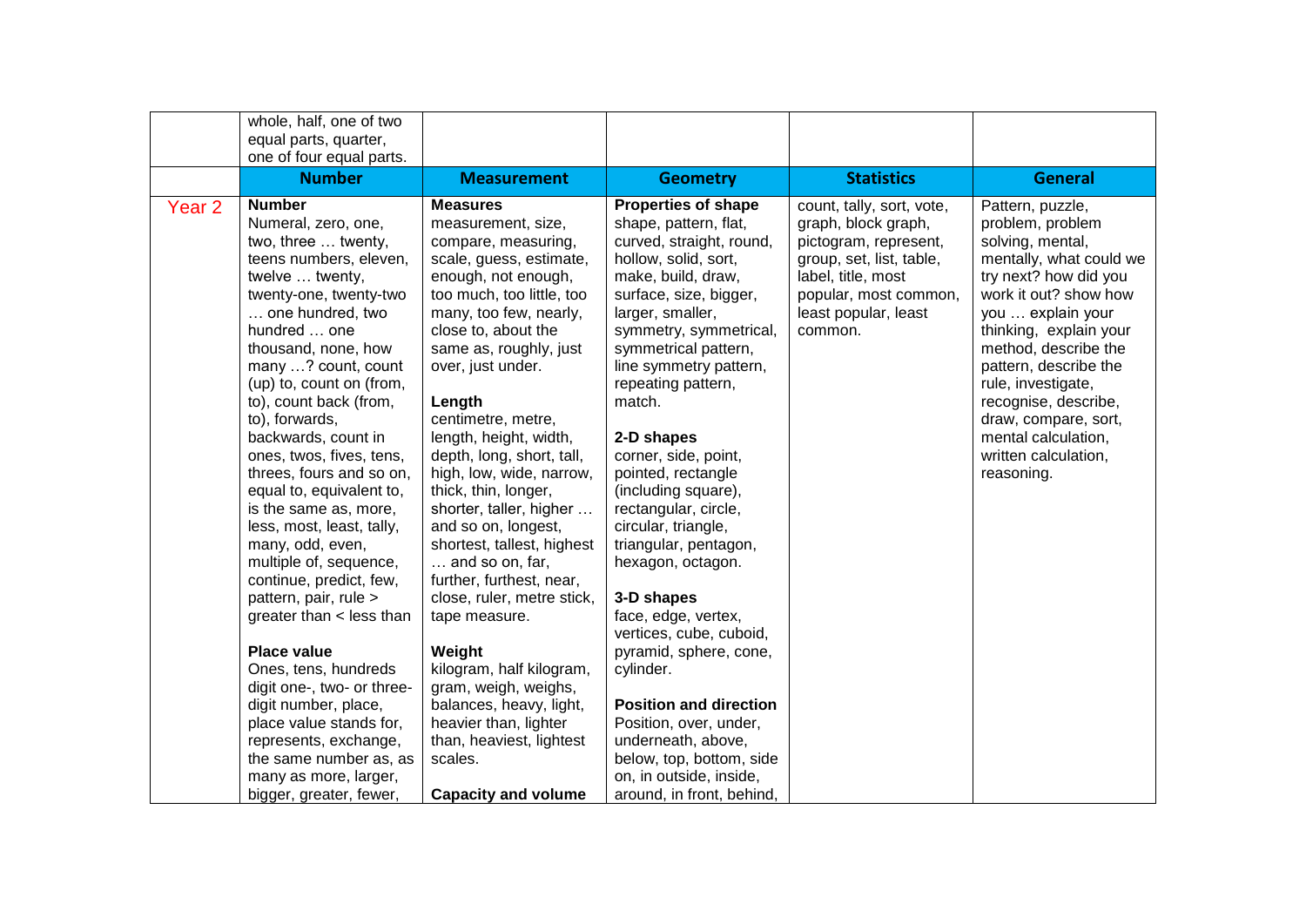| | | | | | |
|---|---|---|---|---|---|
| | whole, half, one of two equal parts, quarter, one of four equal parts. | | | | |
| | **Number** | **Measurement** | **Geometry** | **Statistics** | **General** |
| Year 2 | **Number**<br>Numeral, zero, one, two, three … twenty, teens numbers, eleven, twelve … twenty, twenty-one, twenty-two … one hundred, two hundred … one thousand, none, how many …? count, count (up) to, count on (from, to), count back (from, to), forwards, backwards, count in ones, twos, fives, tens, threes, fours and so on, equal to, equivalent to, is the same as, more, less, most, least, tally, many, odd, even, multiple of, sequence, continue, predict, few, pattern, pair, rule > greater than < less than<br><br>**Place value**<br>Ones, tens, hundreds digit one-, two- or three-digit number, place, place value stands for, represents, exchange, the same number as, as many as more, larger, bigger, greater, fewer, | **Measures**<br>measurement, size, compare, measuring, scale, guess, estimate, enough, not enough, too much, too little, too many, too few, nearly, close to, about the same as, roughly, just over, just under.<br><br>**Length**<br>centimetre, metre, length, height, width, depth, long, short, tall, high, low, wide, narrow, thick, thin, longer, shorter, taller, higher … and so on, longest, shortest, tallest, highest … and so on, far, further, furthest, near, close, ruler, metre stick, tape measure.<br><br>**Weight**<br>kilogram, half kilogram, gram, weigh, weighs, balances, heavy, light, heavier than, lighter than, heaviest, lightest scales.<br><br>**Capacity and volume** | **Properties of shape**<br>shape, pattern, flat, curved, straight, round, hollow, solid, sort, make, build, draw, surface, size, bigger, larger, smaller, symmetry, symmetrical, symmetrical pattern, line symmetry pattern, repeating pattern, match.<br><br>**2-D shapes**<br>corner, side, point, pointed, rectangle (including square), rectangular, circle, circular, triangle, triangular, pentagon, hexagon, octagon.<br><br>**3-D shapes**<br>face, edge, vertex, vertices, cube, cuboid, pyramid, sphere, cone, cylinder.<br><br>**Position and direction**<br>Position, over, under, underneath, above, below, top, bottom, side on, in outside, inside, around, in front, behind, | count, tally, sort, vote, graph, block graph, pictogram, represent, group, set, list, table, label, title, most popular, most common, least popular, least common. | Pattern, puzzle, problem, problem solving, mental, mentally, what could we try next? how did you work it out? show how you … explain your thinking, explain your method, describe the pattern, describe the rule, investigate, recognise, describe, draw, compare, sort, mental calculation, written calculation, reasoning. |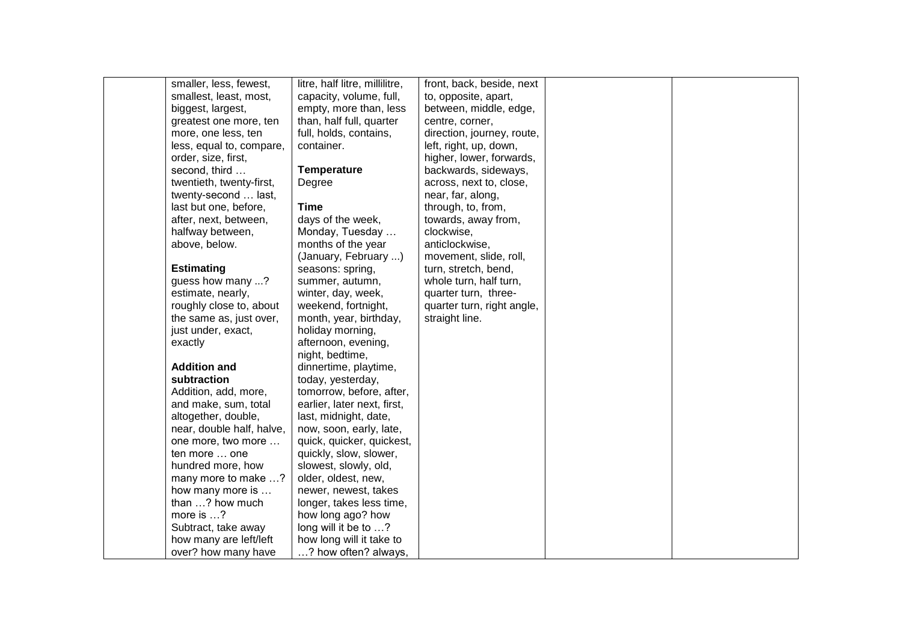| | | | | | |
|---|---|---|---|---|---|
| | smaller, less, fewest, smallest, least, most, biggest, largest, greatest one more, ten more, one less, ten less, equal to, compare, order, size, first, second, third … twentieth, twenty-first, twenty-second … last, last but one, before, after, next, between, halfway between, above, below.<br><br>**Estimating**<br>guess how many ...? estimate, nearly, roughly close to, about the same as, just over, just under, exact, exactly<br><br>**Addition and subtraction**<br>Addition, add, more, and make, sum, total altogether, double, near, double half, halve, one more, two more … ten more … one hundred more, how many more to make …? how many more is … than …? how much more is …?<br>Subtract, take away how many are left/left over? how many have | litre, half litre, millilitre, capacity, volume, full, empty, more than, less than, half full, quarter full, holds, contains, container.<br><br>**Temperature**<br>Degree<br><br>**Time**<br>days of the week, Monday, Tuesday … months of the year (January, February ...) seasons: spring, summer, autumn, winter, day, week, weekend, fortnight, month, year, birthday, holiday morning, afternoon, evening, night, bedtime, dinnertime, playtime, today, yesterday, tomorrow, before, after, earlier, later next, first, last, midnight, date, now, soon, early, late, quick, quicker, quickest, quickly, slow, slower, slowest, slowly, old, older, oldest, new, newer, newest, takes longer, takes less time, how long ago? how long will it be to …? how long will it take to …? how often? always, | front, back, beside, next to, opposite, apart, between, middle, edge, centre, corner, direction, journey, route, left, right, up, down, higher, lower, forwards, backwards, sideways, across, next to, close, near, far, along, through, to, from, towards, away from, clockwise, anticlockwise, movement, slide, roll, turn, stretch, bend, whole turn, half turn, quarter turn, three-quarter turn, right angle, straight line. | | |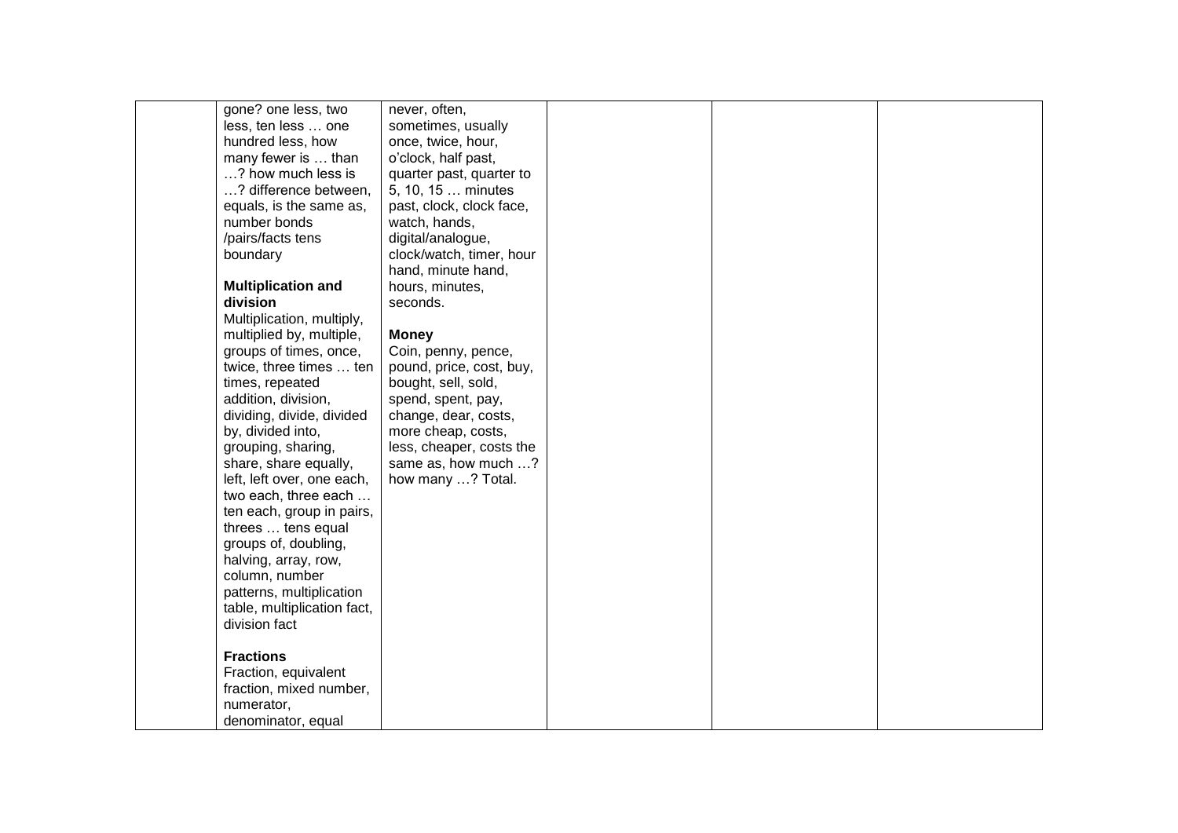| | | | | | |
|---|---|---|---|---|---|
| | gone? one less, two less, ten less … one hundred less, how many fewer is … than …? how much less is …? difference between, equals, is the same as, number bonds /pairs/facts tens boundary<br><br>**Multiplication and division**<br>Multiplication, multiply, multiplied by, multiple, groups of times, once, twice, three times … ten times, repeated addition, division, dividing, divide, divided by, divided into, grouping, sharing, share, share equally, left, left over, one each, two each, three each … ten each, group in pairs, threes … tens equal groups of, doubling, halving, array, row, column, number patterns, multiplication table, multiplication fact, division fact<br><br>**Fractions**<br>Fraction, equivalent fraction, mixed number, numerator, denominator, equal | never, often, sometimes, usually once, twice, hour, o'clock, half past, quarter past, quarter to 5, 10, 15 … minutes past, clock, clock face, watch, hands, digital/analogue, clock/watch, timer, hour hand, minute hand, hours, minutes, seconds.<br><br>**Money**<br>Coin, penny, pence, pound, price, cost, buy, bought, sell, sold, spend, spent, pay, change, dear, costs, more cheap, costs, less, cheaper, costs the same as, how much …? how many …? Total. | | | |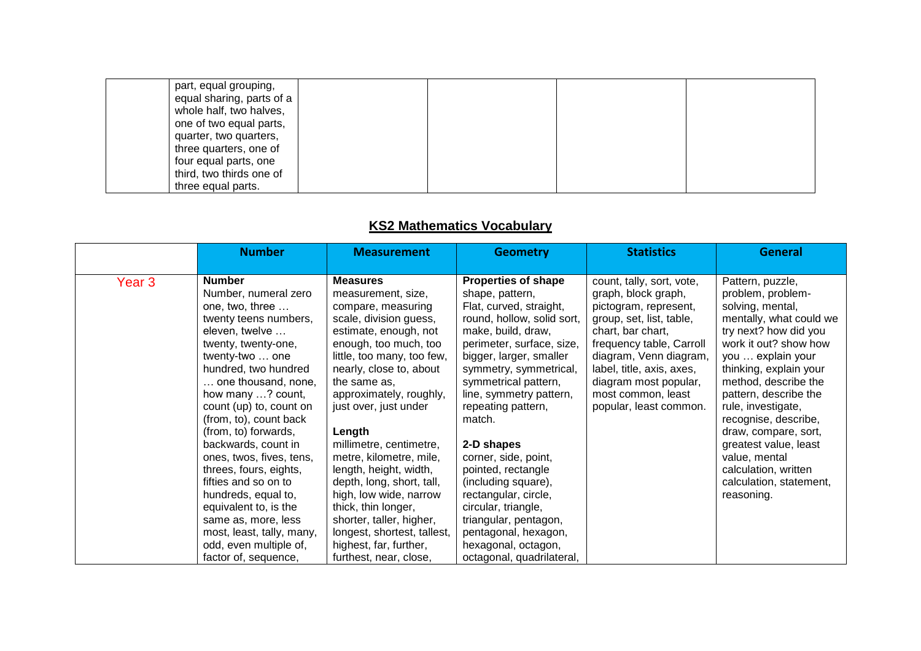| | | | | | |
|---|---|---|---|---|---|
| | part, equal grouping, equal sharing, parts of a whole half, two halves, one of two equal parts, quarter, two quarters, three quarters, one of four equal parts, one third, two thirds one of three equal parts. | | | | |

## KS2 Mathematics Vocabulary

| | Number | Measurement | Geometry | Statistics | General |
|---|---|---|---|---|---|
| Year 3 | **Number**<br>Number, numeral zero one, two, three … twenty teens numbers, eleven, twelve … twenty, twenty-one, twenty-two … one hundred, two hundred … one thousand, none, how many …? count, count (up) to, count on (from, to), count back (from, to) forwards, backwards, count in ones, twos, fives, tens, threes, fours, eights, fifties and so on to hundreds, equal to, equivalent to, is the same as, more, less most, least, tally, many, odd, even multiple of, factor of, sequence, | **Measures**<br>measurement, size, compare, measuring scale, division guess, estimate, enough, not enough, too much, too little, too many, too few, nearly, close to, about the same as, approximately, roughly, just over, just under<br><br>**Length**<br>millimetre, centimetre, metre, kilometre, mile, length, height, width, depth, long, short, tall, high, low wide, narrow thick, thin longer, shorter, taller, higher, longest, shortest, tallest, highest, far, further, furthest, near, close, | **Properties of shape**<br>shape, pattern, Flat, curved, straight, round, hollow, solid sort, make, build, draw, perimeter, surface, size, bigger, larger, smaller symmetry, symmetrical, symmetrical pattern, line, symmetry pattern, repeating pattern, match.<br><br>**2-D shapes**<br>corner, side, point, pointed, rectangle (including square), rectangular, circle, circular, triangle, triangular, pentagon, pentagonal, hexagon, hexagonal, octagon, octagonal, quadrilateral, | count, tally, sort, vote, graph, block graph, pictogram, represent, group, set, list, table, chart, bar chart, frequency table, Carroll diagram, Venn diagram, label, title, axis, axes, diagram most popular, most common, least popular, least common. | Pattern, puzzle, problem, problem-solving, mental, mentally, what could we try next? how did you work it out? show how you … explain your thinking, explain your method, describe the pattern, describe the rule, investigate, recognise, describe, draw, compare, sort, greatest value, least value, mental calculation, written calculation, statement, reasoning. |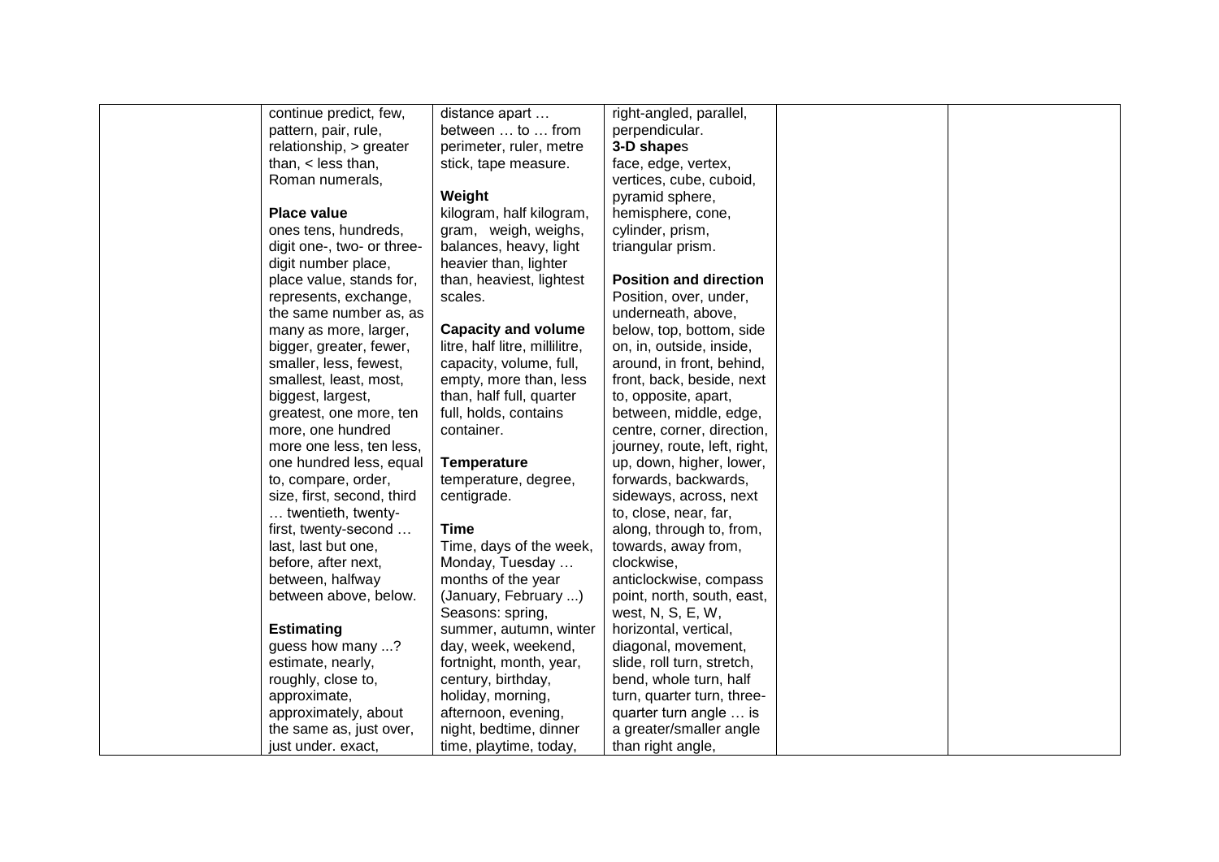| | | | | | |
|---|---|---|---|---|---|
| | continue predict, few, pattern, pair, rule, relationship, > greater than, < less than, Roman numerals,<br><br>**Place value**<br>ones tens, hundreds, digit one-, two- or three-digit number place, place value, stands for, represents, exchange, the same number as, as many as more, larger, bigger, greater, fewer, smaller, less, fewest, smallest, least, most, biggest, largest, greatest, one more, ten more, one hundred more one less, ten less, one hundred less, equal to, compare, order, size, first, second, third … twentieth, twenty-first, twenty-second … last, last but one, before, after next, between, halfway between above, below.<br><br>**Estimating**<br>guess how many ...? estimate, nearly, roughly, close to, approximate, approximately, about the same as, just over, just under. exact, | distance apart … between … to … from perimeter, ruler, metre stick, tape measure.<br><br>**Weight**<br>kilogram, half kilogram, gram, weigh, weighs, balances, heavy, light heavier than, lighter than, heaviest, lightest scales.<br><br>**Capacity and volume**<br>litre, half litre, millilitre, capacity, volume, full, empty, more than, less than, half full, quarter full, holds, contains container.<br><br>**Temperature**<br>temperature, degree, centigrade.<br><br>**Time**<br>Time, days of the week, Monday, Tuesday … months of the year (January, February ...) Seasons: spring, summer, autumn, winter day, week, weekend, fortnight, month, year, century, birthday, holiday, morning, afternoon, evening, night, bedtime, dinner time, playtime, today, | right-angled, parallel, perpendicular.<br>**3-D shape**s<br>face, edge, vertex, vertices, cube, cuboid, pyramid sphere, hemisphere, cone, cylinder, prism, triangular prism.<br><br>**Position and direction**<br>Position, over, under, underneath, above, below, top, bottom, side on, in, outside, inside, around, in front, behind, front, back, beside, next to, opposite, apart, between, middle, edge, centre, corner, direction, journey, route, left, right, up, down, higher, lower, forwards, backwards, sideways, across, next to, close, near, far, along, through to, from, towards, away from, clockwise, anticlockwise, compass point, north, south, east, west, N, S, E, W, horizontal, vertical, diagonal, movement, slide, roll turn, stretch, bend, whole turn, half turn, quarter turn, three-quarter turn angle … is a greater/smaller angle than right angle, | | |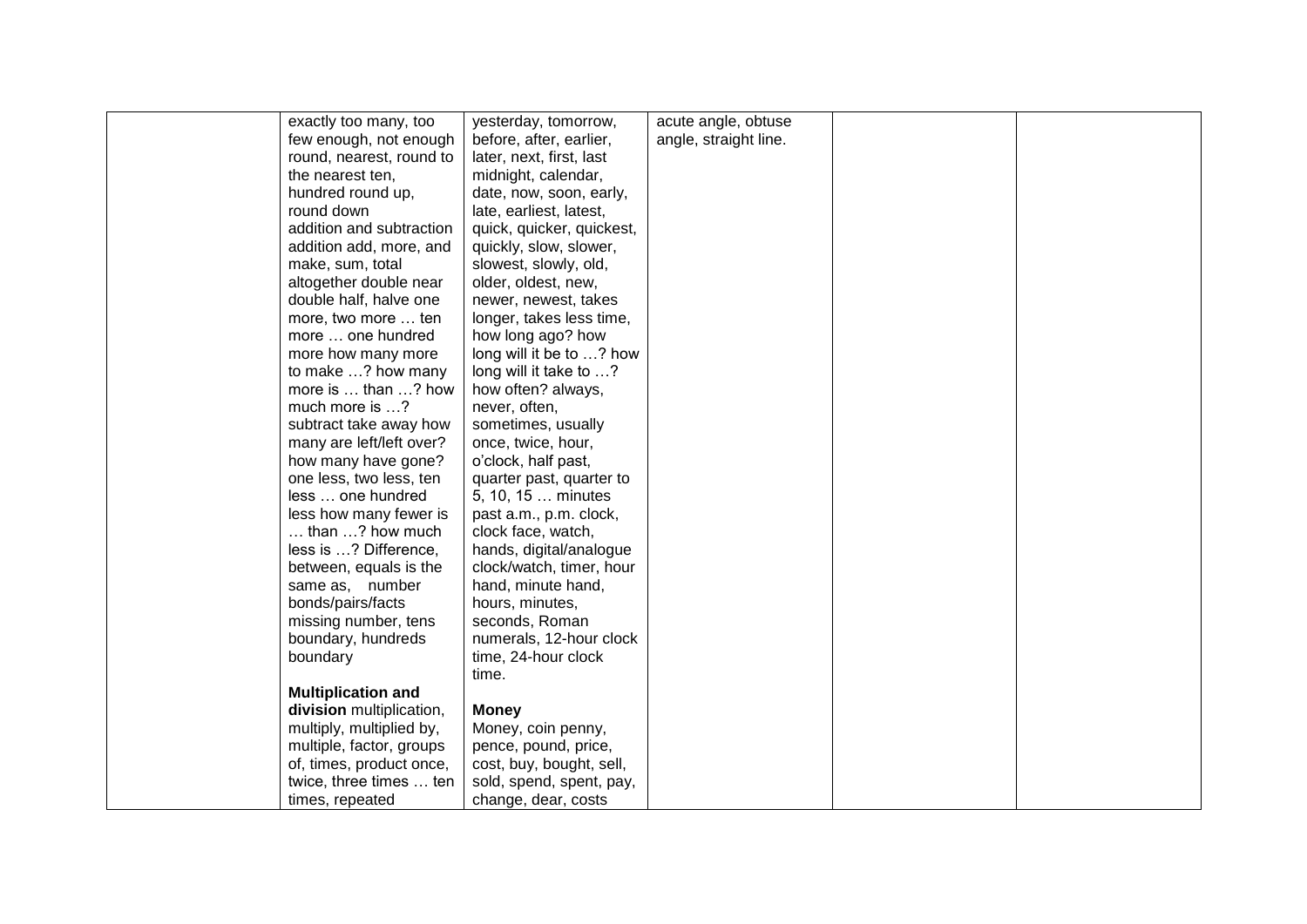| | | | | | |
|---|---|---|---|---|---|
| | exactly too many, too few enough, not enough round, nearest, round to the nearest ten, hundred round up, round down addition and subtraction addition add, more, and make, sum, total altogether double near double half, halve one more, two more … ten more … one hundred more how many more to make …? how many more is … than …? how much more is …? subtract take away how many are left/left over? how many have gone? one less, two less, ten less … one hundred less how many fewer is … than …? how much less is …? Difference, between, equals is the same as, number bonds/pairs/facts missing number, tens boundary, hundreds boundary<br><br>**Multiplication and division** multiplication, multiply, multiplied by, multiple, factor, groups of, times, product once, twice, three times … ten times, repeated | yesterday, tomorrow, before, after, earlier, later, next, first, last midnight, calendar, date, now, soon, early, late, earliest, latest, quick, quicker, quickest, quickly, slow, slower, slowest, slowly, old, older, oldest, new, newer, newest, takes longer, takes less time, how long ago? how long will it be to …? how long will it take to …? how often? always, never, often, sometimes, usually once, twice, hour, o'clock, half past, quarter past, quarter to 5, 10, 15 … minutes past a.m., p.m. clock, clock face, watch, hands, digital/analogue clock/watch, timer, hour hand, minute hand, hours, minutes, seconds, Roman numerals, 12-hour clock time, 24-hour clock time.<br><br>**Money**<br>Money, coin penny, pence, pound, price, cost, buy, bought, sell, sold, spend, spent, pay, change, dear, costs | acute angle, obtuse angle, straight line. | | |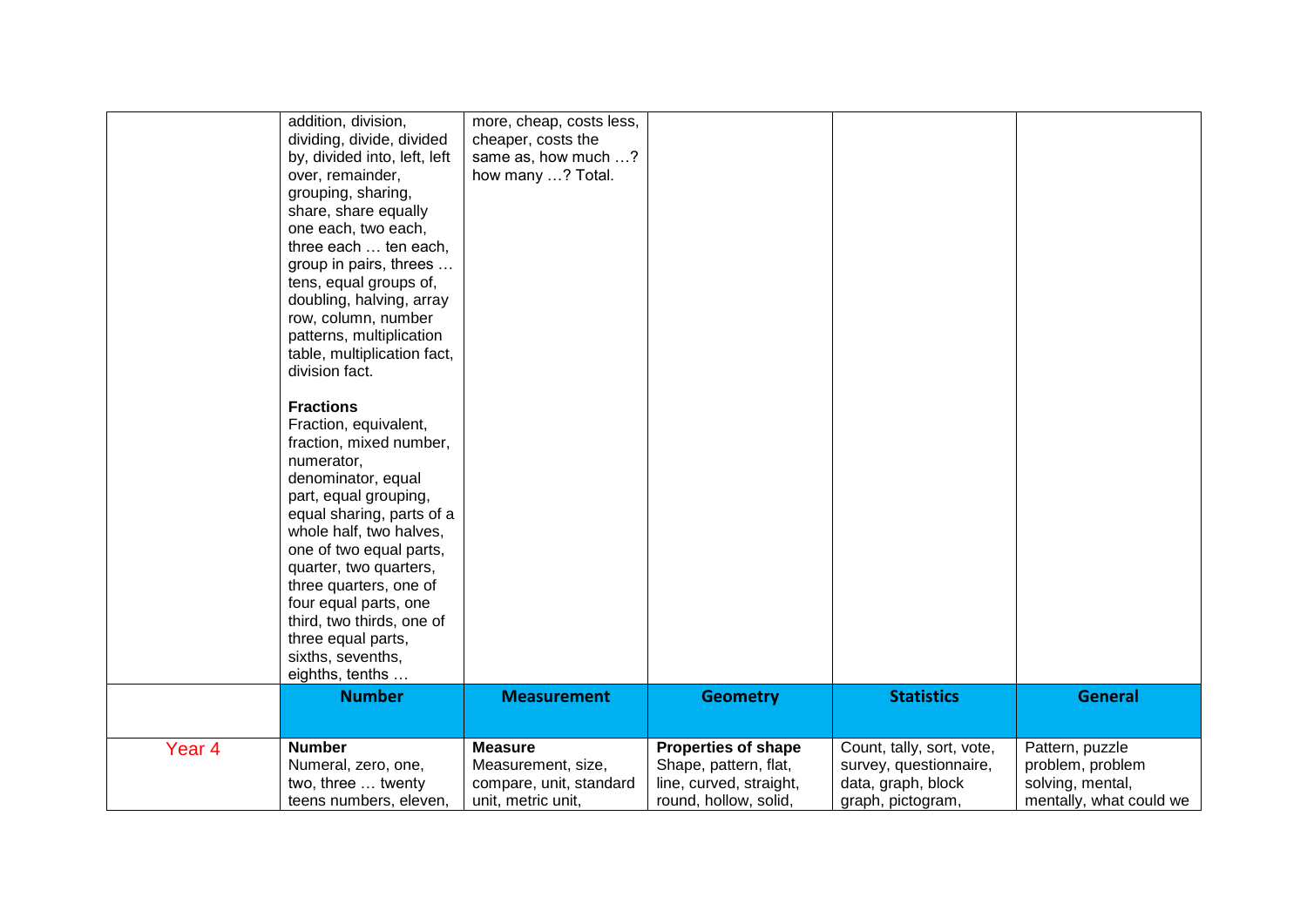| | | | | | |
|---|---|---|---|---|---|
| | addition, division, dividing, divide, divided by, divided into, left, left over, remainder, grouping, sharing, share, share equally one each, two each, three each … ten each, group in pairs, threes … tens, equal groups of, doubling, halving, array row, column, number patterns, multiplication table, multiplication fact, division fact.<br><br>**Fractions**<br>Fraction, equivalent, fraction, mixed number, numerator, denominator, equal part, equal grouping, equal sharing, parts of a whole half, two halves, one of two equal parts, quarter, two quarters, three quarters, one of four equal parts, one third, two thirds, one of three equal parts, sixths, sevenths, eighths, tenths … | more, cheap, costs less, cheaper, costs the same as, how much …? how many …? Total. | | | |
| | **Number** | **Measurement** | **Geometry** | **Statistics** | **General** |
| Year 4 | **Number**<br>Numeral, zero, one, two, three … twenty teens numbers, eleven, | **Measure**<br>Measurement, size, compare, unit, standard unit, metric unit, | **Properties of shape**<br>Shape, pattern, flat, line, curved, straight, round, hollow, solid, | Count, tally, sort, vote, survey, questionnaire, data, graph, block graph, pictogram, | Pattern, puzzle problem, problem solving, mental, mentally, what could we |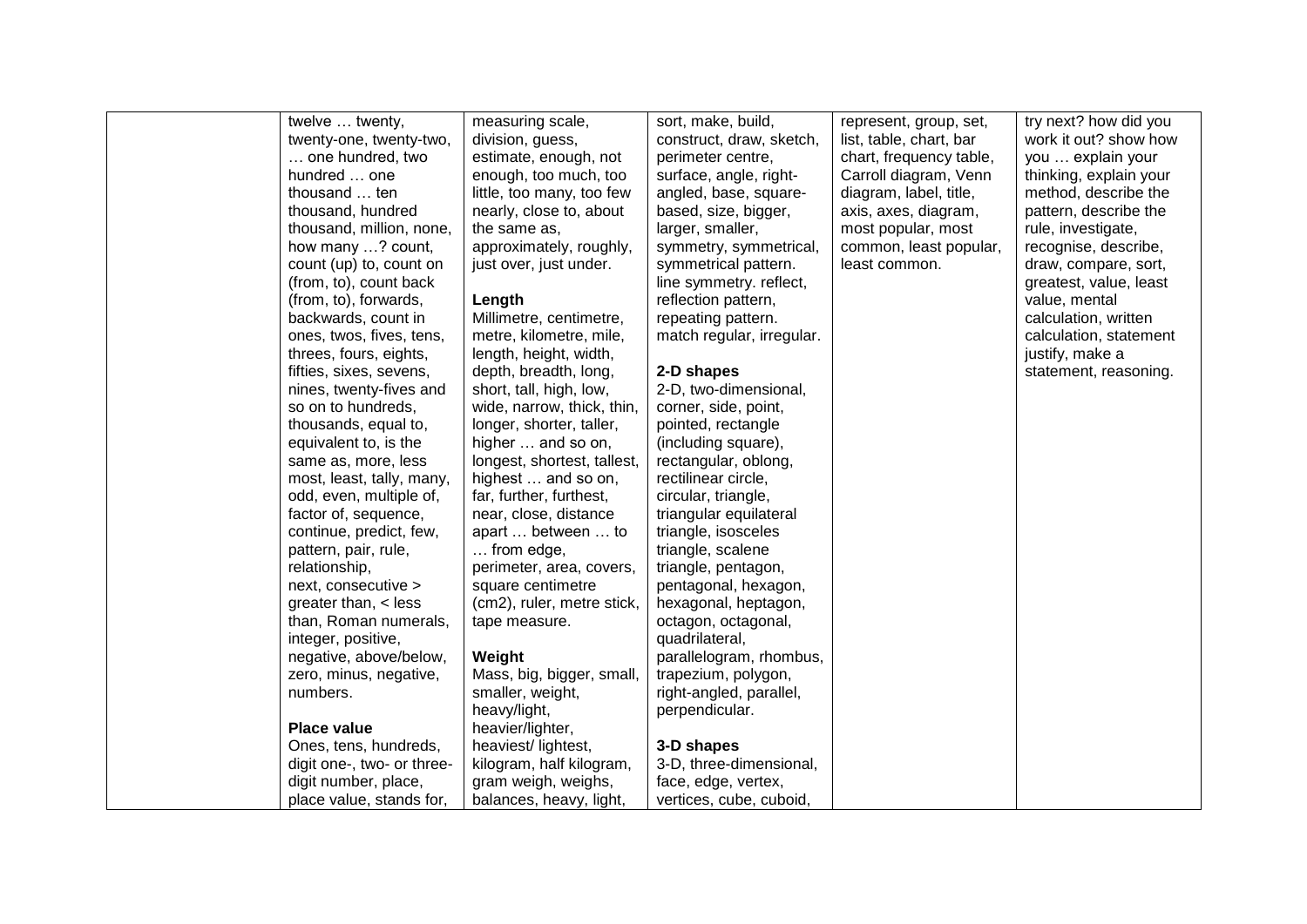| | | | | | |
|---|---|---|---|---|---|
| | twelve … twenty, twenty-one, twenty-two, … one hundred, two hundred … one thousand … ten thousand, hundred thousand, million, none, how many …? count, count (up) to, count on (from, to), count back (from, to), forwards, backwards, count in ones, twos, fives, tens, threes, fours, eights, fifties, sixes, sevens, nines, twenty-fives and so on to hundreds, thousands, equal to, equivalent to, is the same as, more, less most, least, tally, many, odd, even, multiple of, factor of, sequence, continue, predict, few, pattern, pair, rule, relationship, next, consecutive > greater than, < less than, Roman numerals, integer, positive, negative, above/below, zero, minus, negative, numbers.<br><br>**Place value**<br>Ones, tens, hundreds, digit one-, two- or three-digit number, place, place value, stands for, | measuring scale, division, guess, estimate, enough, not enough, too much, too little, too many, too few nearly, close to, about the same as, approximately, roughly, just over, just under.<br><br>**Length**<br>Millimetre, centimetre, metre, kilometre, mile, length, height, width, depth, breadth, long, short, tall, high, low, wide, narrow, thick, thin, longer, shorter, taller, higher … and so on, longest, shortest, tallest, highest … and so on, far, further, furthest, near, close, distance apart … between … to … from edge, perimeter, area, covers, square centimetre (cm2), ruler, metre stick, tape measure.<br><br>**Weight**<br>Mass, big, bigger, small, smaller, weight, heavy/light, heavier/lighter, heaviest/ lightest, kilogram, half kilogram, gram weigh, weighs, balances, heavy, light, | sort, make, build, construct, draw, sketch, perimeter centre, surface, angle, right-angled, base, square-based, size, bigger, larger, smaller, symmetry, symmetrical, symmetrical pattern. line symmetry. reflect, reflection pattern, repeating pattern. match regular, irregular.<br><br>**2-D shapes**<br>2-D, two-dimensional, corner, side, point, pointed, rectangle (including square), rectangular, oblong, rectilinear circle, circular, triangle, triangular equilateral triangle, isosceles triangle, scalene triangle, pentagon, pentagonal, hexagon, hexagonal, heptagon, octagon, octagonal, quadrilateral, parallelogram, rhombus, trapezium, polygon, right-angled, parallel, perpendicular.<br><br>**3-D shapes**<br>3-D, three-dimensional, face, edge, vertex, vertices, cube, cuboid, | represent, group, set, list, table, chart, bar chart, frequency table, Carroll diagram, Venn diagram, label, title, axis, axes, diagram, most popular, most common, least popular, least common. | try next? how did you work it out? show how you … explain your thinking, explain your method, describe the pattern, describe the rule, investigate, recognise, describe, draw, compare, sort, greatest, value, least value, mental calculation, written calculation, statement justify, make a statement, reasoning. |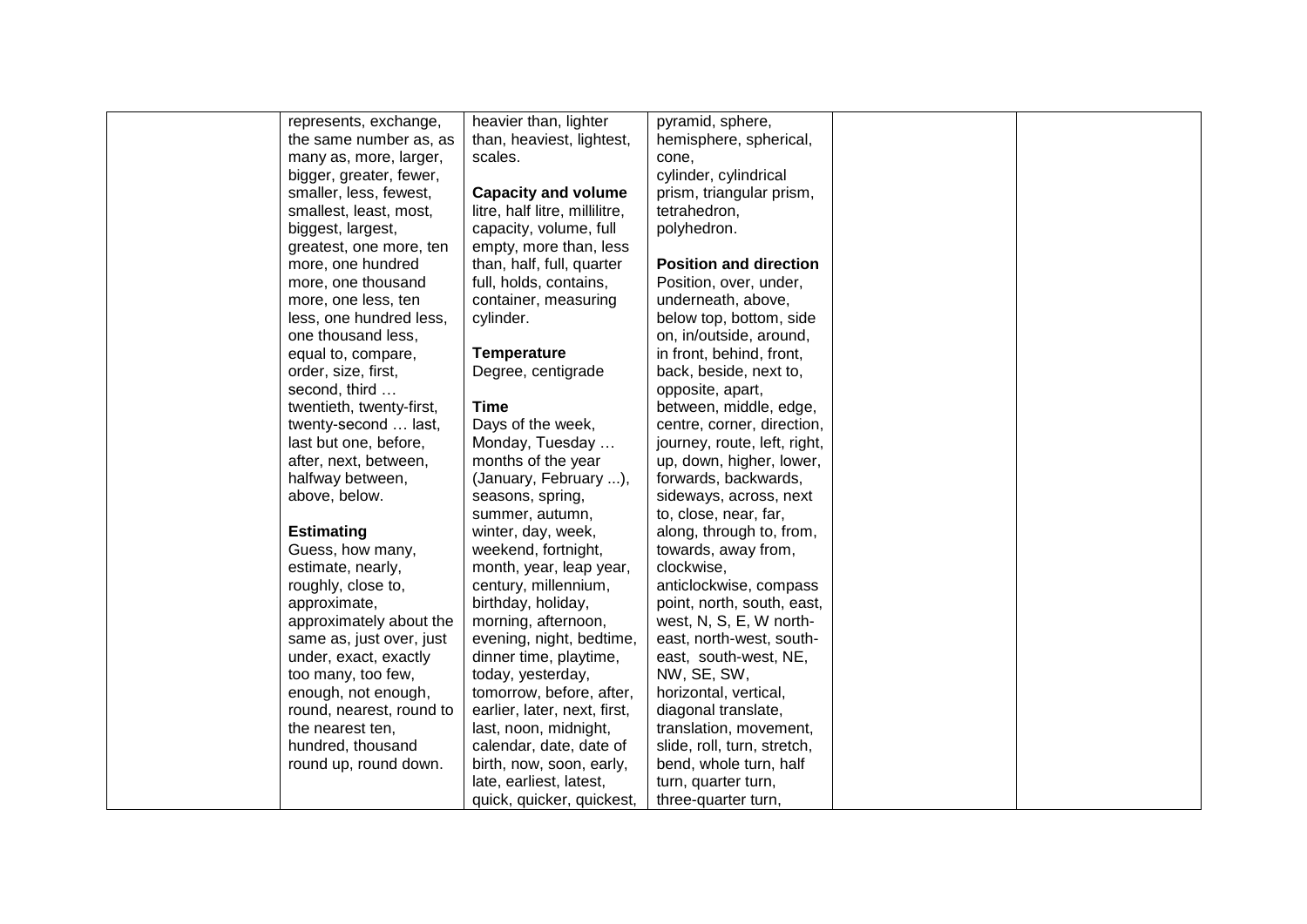| | | | | | |
|---|---|---|---|---|---|
| | represents, exchange, the same number as, as many as, more, larger, bigger, greater, fewer, smaller, less, fewest, smallest, least, most, biggest, largest, greatest, one more, ten more, one hundred more, one thousand more, one less, ten less, one hundred less, one thousand less, equal to, compare, order, size, first, second, third … twentieth, twenty-first, twenty-second … last, last but one, before, after, next, between, halfway between, above, below.<br><br>**Estimating**<br>Guess, how many, estimate, nearly, roughly, close to, approximate, approximately about the same as, just over, just under, exact, exactly too many, too few, enough, not enough, round, nearest, round to the nearest ten, hundred, thousand round up, round down. | heavier than, lighter than, heaviest, lightest, scales.<br><br>**Capacity and volume**<br>litre, half litre, millilitre, capacity, volume, full empty, more than, less than, half, full, quarter full, holds, contains, container, measuring cylinder.<br><br>**Temperature**<br>Degree, centigrade<br><br>**Time**<br>Days of the week, Monday, Tuesday … months of the year (January, February ...), seasons, spring, summer, autumn, winter, day, week, weekend, fortnight, month, year, leap year, century, millennium, birthday, holiday, morning, afternoon, evening, night, bedtime, dinner time, playtime, today, yesterday, tomorrow, before, after, earlier, later, next, first, last, noon, midnight, calendar, date, date of birth, now, soon, early, late, earliest, latest, quick, quicker, quickest, | pyramid, sphere, hemisphere, spherical, cone, cylinder, cylindrical prism, triangular prism, tetrahedron, polyhedron.<br><br>**Position and direction**<br>Position, over, under, underneath, above, below top, bottom, side on, in/outside, around, in front, behind, front, back, beside, next to, opposite, apart, between, middle, edge, centre, corner, direction, journey, route, left, right, up, down, higher, lower, forwards, backwards, sideways, across, next to, close, near, far, along, through to, from, towards, away from, clockwise, anticlockwise, compass point, north, south, east, west, N, S, E, W north-east, north-west, south-east, south-west, NE, NW, SE, SW, horizontal, vertical, diagonal translate, translation, movement, slide, roll, turn, stretch, bend, whole turn, half turn, quarter turn, three-quarter turn, | | |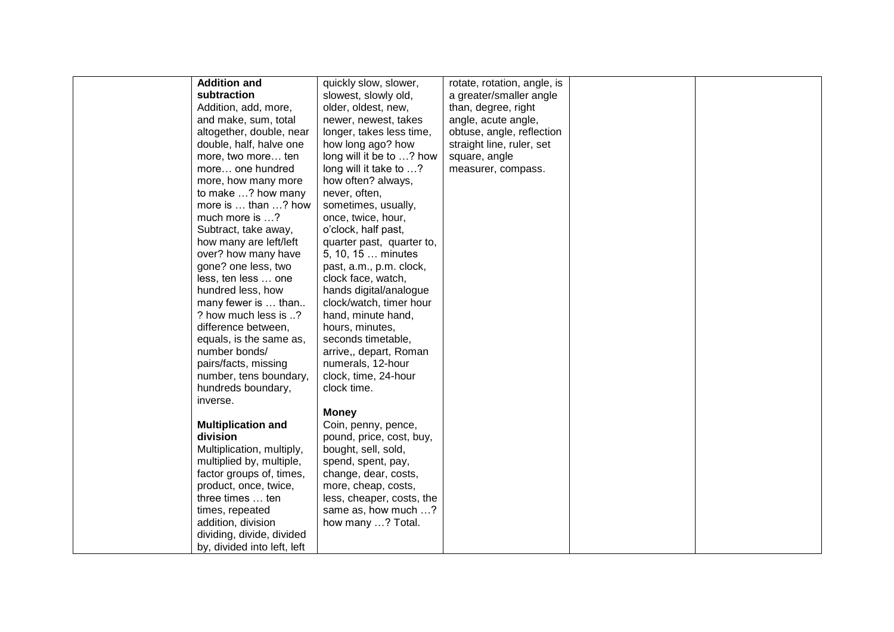|  | **Addition and subtraction**<br>Addition, add, more, and make, sum, total altogether, double, near double, half, halve one more, two more… ten more… one hundred more, how many more to make …? how many more is … than …? how much more is …? Subtract, take away, how many are left/left over? how many have gone? one less, two less, ten less … one hundred less, how many fewer is … than.. ? how much less is ..? difference between, equals, is the same as, number bonds/ pairs/facts, missing number, tens boundary, hundreds boundary, inverse.<br><br>**Multiplication and division**<br>Multiplication, multiply, multiplied by, multiple, factor groups of, times, product, once, twice, three times … ten times, repeated addition, division dividing, divide, divided by, divided into left, left | quickly slow, slower, slowest, slowly old, older, oldest, new, newer, newest, takes longer, takes less time, how long ago? how long will it be to …? how long will it take to …? how often? always, never, often, sometimes, usually, once, twice, hour, o'clock, half past, quarter past, quarter to, 5, 10, 15 … minutes past, a.m., p.m. clock, clock face, watch, hands digital/analogue clock/watch, timer hour hand, minute hand, hours, minutes, seconds timetable, arrive,, depart, Roman numerals, 12-hour clock, time, 24-hour clock time.<br><br>**Money**<br>Coin, penny, pence, pound, price, cost, buy, bought, sell, sold, spend, spent, pay, change, dear, costs, more, cheap, costs, less, cheaper, costs, the same as, how much …? how many …? Total. | rotate, rotation, angle, is a greater/smaller angle than, degree, right angle, acute angle, obtuse, angle, reflection straight line, ruler, set square, angle measurer, compass. |  |  |
|---|---|---|---|---|---|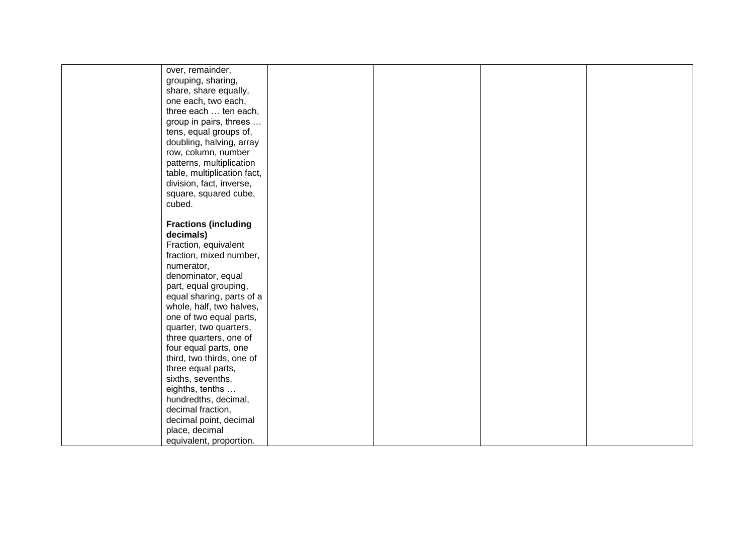| | | | | | |
|---|---|---|---|---|---|
| | over, remainder, grouping, sharing, share, share equally, one each, two each, three each … ten each, group in pairs, threes … tens, equal groups of, doubling, halving, array row, column, number patterns, multiplication table, multiplication fact, division, fact, inverse, square, squared cube, cubed.<br><br>**Fractions (including decimals)**<br>Fraction, equivalent fraction, mixed number, numerator, denominator, equal part, equal grouping, equal sharing, parts of a whole, half, two halves, one of two equal parts, quarter, two quarters, three quarters, one of four equal parts, one third, two thirds, one of three equal parts, sixths, sevenths, eighths, tenths … hundredths, decimal, decimal fraction, decimal point, decimal place, decimal equivalent, proportion. | | | | |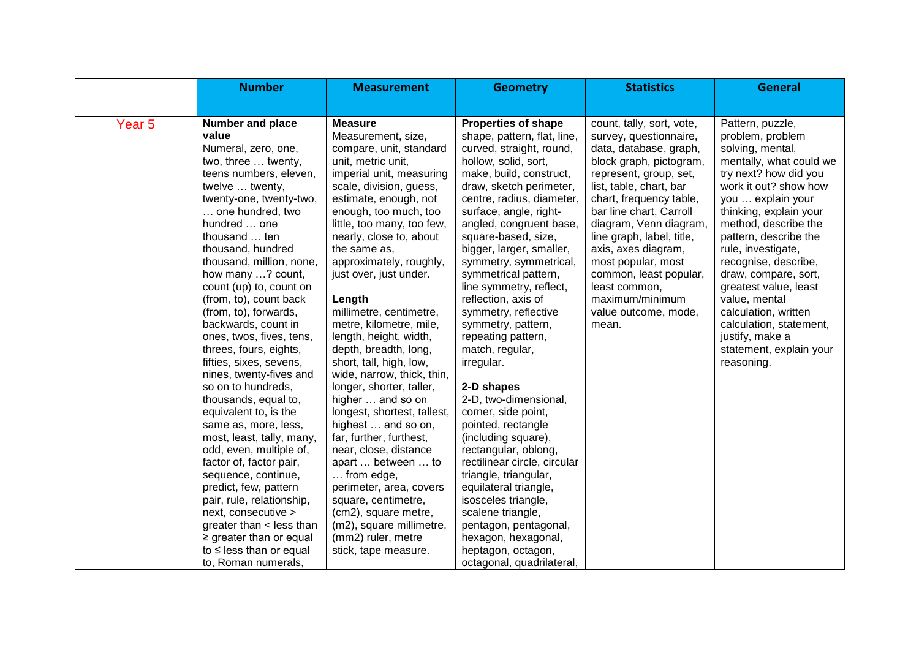| | Number | Measurement | Geometry | Statistics | General |
|---|---|---|---|---|---|
| Year 5 | **Number and place value** Numeral, zero, one, two, three … twenty, teens numbers, eleven, twelve … twenty, twenty-one, twenty-two, … one hundred, two hundred … one thousand … ten thousand, hundred thousand, million, none, how many …? count, count (up) to, count on (from, to), count back (from, to), forwards, backwards, count in ones, twos, fives, tens, threes, fours, eights, fifties, sixes, sevens, nines, twenty-fives and so on to hundreds, thousands, equal to, equivalent to, is the same as, more, less, most, least, tally, many, odd, even, multiple of, factor of, factor pair, sequence, continue, predict, few, pattern pair, rule, relationship, next, consecutive > greater than < less than ≥ greater than or equal to ≤ less than or equal to, Roman numerals, | **Measure** Measurement, size, compare, unit, standard unit, metric unit, imperial unit, measuring scale, division, guess, estimate, enough, not enough, too much, too little, too many, too few, nearly, close to, about the same as, approximately, roughly, just over, just under. **Length** millimetre, centimetre, metre, kilometre, mile, length, height, width, depth, breadth, long, short, tall, high, low, wide, narrow, thick, thin, longer, shorter, taller, higher … and so on longest, shortest, tallest, highest … and so on, far, further, furthest, near, close, distance apart … between … to … from edge, perimeter, area, covers square, centimetre, (cm2), square metre, (m2), square millimetre, (mm2) ruler, metre stick, tape measure. | **Properties of shape** shape, pattern, flat, line, curved, straight, round, hollow, solid, sort, make, build, construct, draw, sketch perimeter, centre, radius, diameter, surface, angle, right-angled, congruent base, square-based, size, bigger, larger, smaller, symmetry, symmetrical, symmetrical pattern, line symmetry, reflect, reflection, axis of symmetry, reflective symmetry, pattern, repeating pattern, match, regular, irregular. **2-D shapes** 2-D, two-dimensional, corner, side point, pointed, rectangle (including square), rectangular, oblong, rectilinear circle, circular triangle, triangular, equilateral triangle, isosceles triangle, scalene triangle, pentagon, pentagonal, hexagon, hexagonal, heptagon, octagon, octagonal, quadrilateral, | count, tally, sort, vote, survey, questionnaire, data, database, graph, block graph, pictogram, represent, group, set, list, table, chart, bar chart, frequency table, bar line chart, Carroll diagram, Venn diagram, line graph, label, title, axis, axes diagram, most popular, most common, least popular, least common, maximum/minimum value outcome, mode, mean. | Pattern, puzzle, problem, problem solving, mental, mentally, what could we try next? how did you work it out? show how you … explain your thinking, explain your method, describe the pattern, describe the rule, investigate, recognise, describe, draw, compare, sort, greatest value, least value, mental calculation, written calculation, statement, justify, make a statement, explain your reasoning. |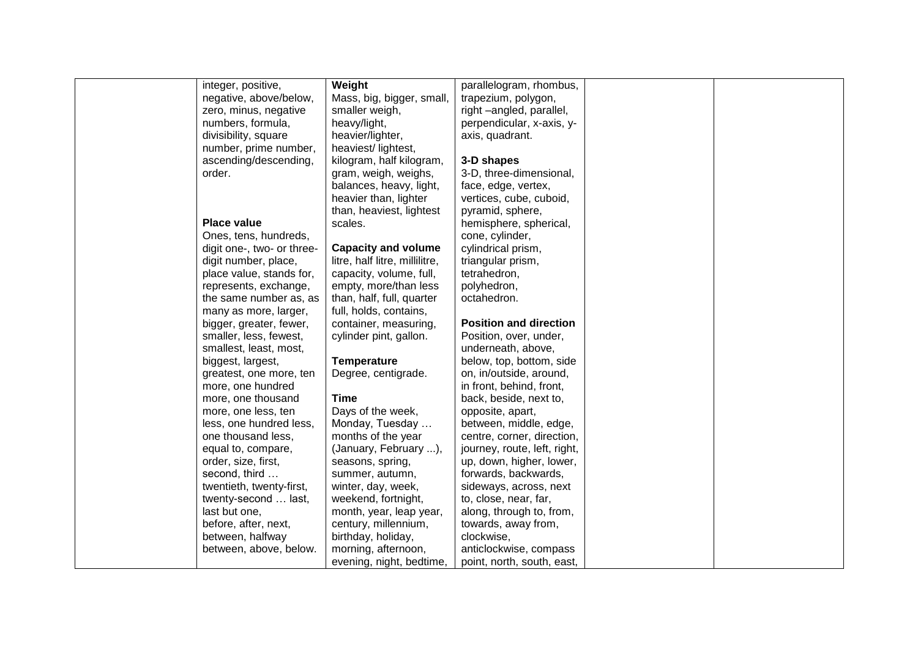| | | | | | |
|---|---|---|---|---|---|
| | integer, positive, negative, above/below, zero, minus, negative numbers, formula, divisibility, square number, prime number, ascending/descending, order.<br><br>**Place value**<br>Ones, tens, hundreds, digit one-, two- or three-digit number, place, place value, stands for, represents, exchange, the same number as, as many as more, larger, bigger, greater, fewer, smaller, less, fewest, smallest, least, most, biggest, largest, greatest, one more, ten more, one hundred more, one thousand more, one less, ten less, one hundred less, one thousand less, equal to, compare, order, size, first, second, third … twentieth, twenty-first, twenty-second … last, last but one, before, after, next, between, halfway between, above, below. | **Weight**<br>Mass, big, bigger, small, smaller weigh, heavy/light, heavier/lighter, heaviest/ lightest, kilogram, half kilogram, gram, weigh, weighs, balances, heavy, light, heavier than, lighter than, heaviest, lightest scales.<br><br>**Capacity and volume**<br>litre, half litre, millilitre, capacity, volume, full, empty, more/than less than, half, full, quarter full, holds, contains, container, measuring, cylinder pint, gallon.<br><br>**Temperature**<br>Degree, centigrade.<br><br>**Time**<br>Days of the week, Monday, Tuesday … months of the year (January, February ...), seasons, spring, summer, autumn, winter, day, week, weekend, fortnight, month, year, leap year, century, millennium, birthday, holiday, morning, afternoon, evening, night, bedtime, | parallelogram, rhombus, trapezium, polygon, right –angled, parallel, perpendicular, x-axis, y-axis, quadrant.<br><br>**3-D shapes**<br>3-D, three-dimensional, face, edge, vertex, vertices, cube, cuboid, pyramid, sphere, hemisphere, spherical, cone, cylinder, cylindrical prism, triangular prism, tetrahedron, polyhedron, octahedron.<br><br>**Position and direction**<br>Position, over, under, underneath, above, below, top, bottom, side on, in/outside, around, in front, behind, front, back, beside, next to, opposite, apart, between, middle, edge, centre, corner, direction, journey, route, left, right, up, down, higher, lower, forwards, backwards, sideways, across, next to, close, near, far, along, through to, from, towards, away from, clockwise, anticlockwise, compass point, north, south, east, | | |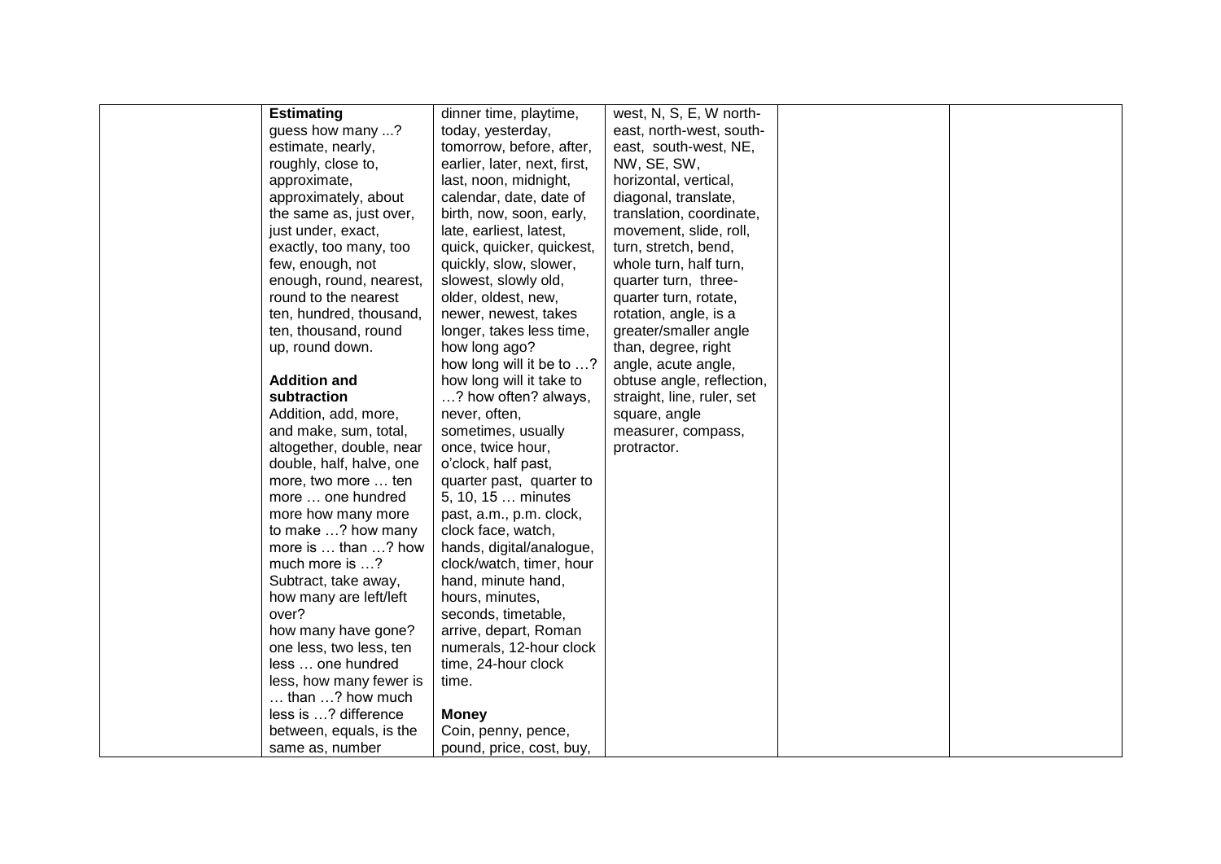| | | | | | |
|---|---|---|---|---|---|
| | **Estimating**<br>guess how many ...? estimate, nearly, roughly, close to, approximate, approximately, about the same as, just over, just under, exact, exactly, too many, too few, enough, not enough, round, nearest, round to the nearest ten, hundred, thousand, ten, thousand, round up, round down.<br><br>**Addition and subtraction**<br>Addition, add, more, and make, sum, total, altogether, double, near double, half, halve, one more, two more … ten more … one hundred more how many more to make …? how many more is … than …? how much more is …?<br>Subtract, take away, how many are left/left over?<br>how many have gone? one less, two less, ten less … one hundred less, how many fewer is … than …? how much less is …? difference between, equals, is the same as, number | dinner time, playtime, today, yesterday, tomorrow, before, after, earlier, later, next, first, last, noon, midnight, calendar, date, date of birth, now, soon, early, late, earliest, latest, quick, quicker, quickest, quickly, slow, slower, slowest, slowly old, older, oldest, new, newer, newest, takes longer, takes less time, how long ago?<br>how long will it be to …? how long will it take to …? how often? always, never, often, sometimes, usually once, twice hour, o'clock, half past, quarter past, quarter to 5, 10, 15 … minutes past, a.m., p.m. clock, clock face, watch, hands, digital/analogue, clock/watch, timer, hour hand, minute hand, hours, minutes, seconds, timetable, arrive, depart, Roman numerals, 12-hour clock time, 24-hour clock time.<br><br>**Money**<br>Coin, penny, pence, pound, price, cost, buy, | west, N, S, E, W north-east, north-west, south-east, south-west, NE, NW, SE, SW, horizontal, vertical, diagonal, translate, translation, coordinate, movement, slide, roll, turn, stretch, bend, whole turn, half turn, quarter turn, three-quarter turn, rotate, rotation, angle, is a greater/smaller angle than, degree, right angle, acute angle, obtuse angle, reflection, straight, line, ruler, set square, angle measurer, compass, protractor. | | |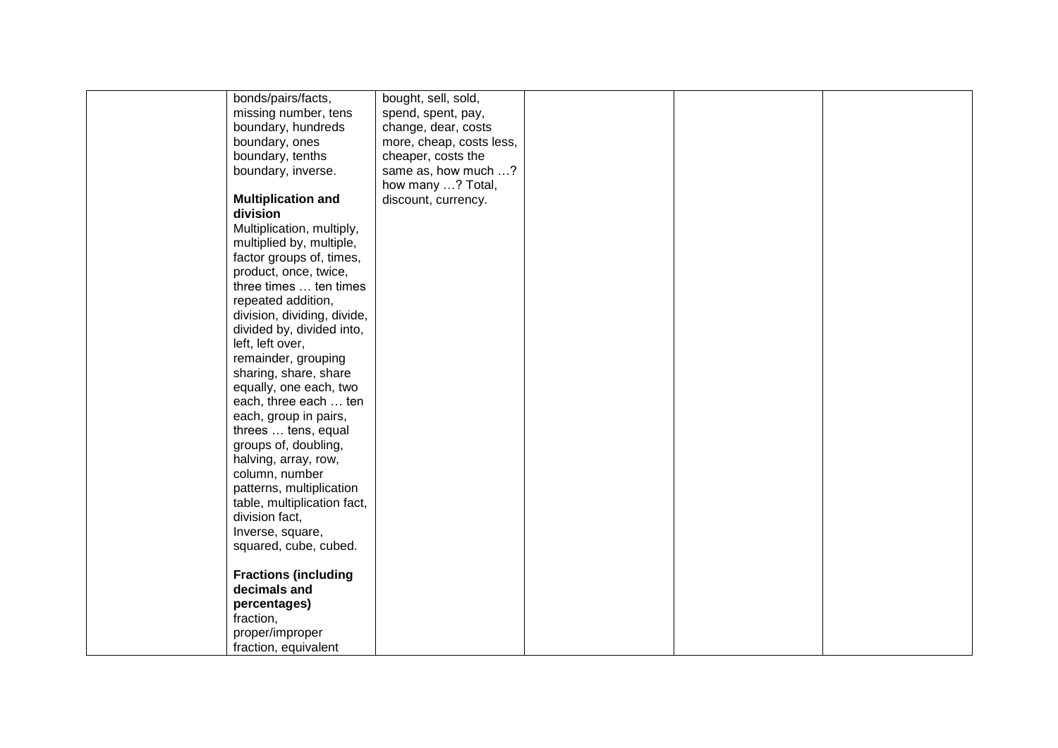| | | | | | |
|---|---|---|---|---|---|
| | bonds/pairs/facts, missing number, tens boundary, hundreds boundary, ones boundary, tenths boundary, inverse.<br><br>**Multiplication and division**<br>Multiplication, multiply, multiplied by, multiple, factor groups of, times, product, once, twice, three times … ten times repeated addition, division, dividing, divide, divided by, divided into, left, left over, remainder, grouping sharing, share, share equally, one each, two each, three each … ten each, group in pairs, threes … tens, equal groups of, doubling, halving, array, row, column, number patterns, multiplication table, multiplication fact, division fact, Inverse, square, squared, cube, cubed.<br><br>**Fractions (including decimals and percentages)**<br>fraction, proper/improper fraction, equivalent | bought, sell, sold, spend, spent, pay, change, dear, costs more, cheap, costs less, cheaper, costs the same as, how much …? how many …? Total, discount, currency. | | | |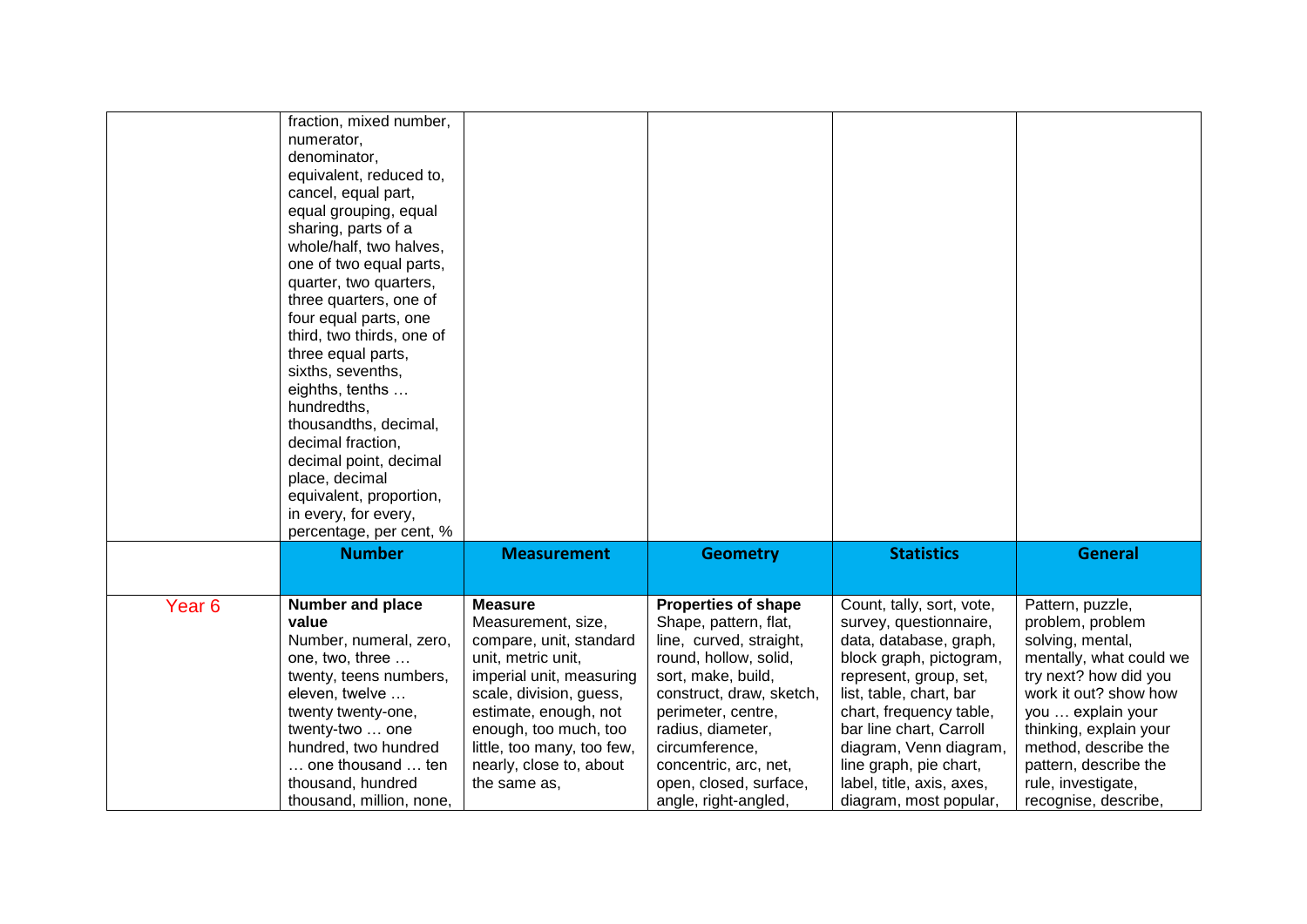| | | | | | |
|---|---|---|---|---|---|
| | fraction, mixed number, numerator, denominator, equivalent, reduced to, cancel, equal part, equal grouping, equal sharing, parts of a whole/half, two halves, one of two equal parts, quarter, two quarters, three quarters, one of four equal parts, one third, two thirds, one of three equal parts, sixths, sevenths, eighths, tenths … hundredths, thousandths, decimal, decimal fraction, decimal point, decimal place, decimal equivalent, proportion, in every, for every, percentage, per cent, % | | | | |
| | **Number** | **Measurement** | **Geometry** | **Statistics** | **General** |
| Year 6 | **Number and place value** Number, numeral, zero, one, two, three … twenty, teens numbers, eleven, twelve … twenty twenty-one, twenty-two … one hundred, two hundred … one thousand … ten thousand, hundred thousand, million, none, | **Measure** Measurement, size, compare, unit, standard unit, metric unit, imperial unit, measuring scale, division, guess, estimate, enough, not enough, too much, too little, too many, too few, nearly, close to, about the same as, | **Properties of shape** Shape, pattern, flat, line, curved, straight, round, hollow, solid, sort, make, build, construct, draw, sketch, perimeter, centre, radius, diameter, circumference, concentric, arc, net, open, closed, surface, angle, right-angled, | Count, tally, sort, vote, survey, questionnaire, data, database, graph, block graph, pictogram, represent, group, set, list, table, chart, bar chart, frequency table, bar line chart, Carroll diagram, Venn diagram, line graph, pie chart, label, title, axis, axes, diagram, most popular, | Pattern, puzzle, problem, problem solving, mental, mentally, what could we try next? how did you work it out? show how you … explain your thinking, explain your method, describe the pattern, describe the rule, investigate, recognise, describe, |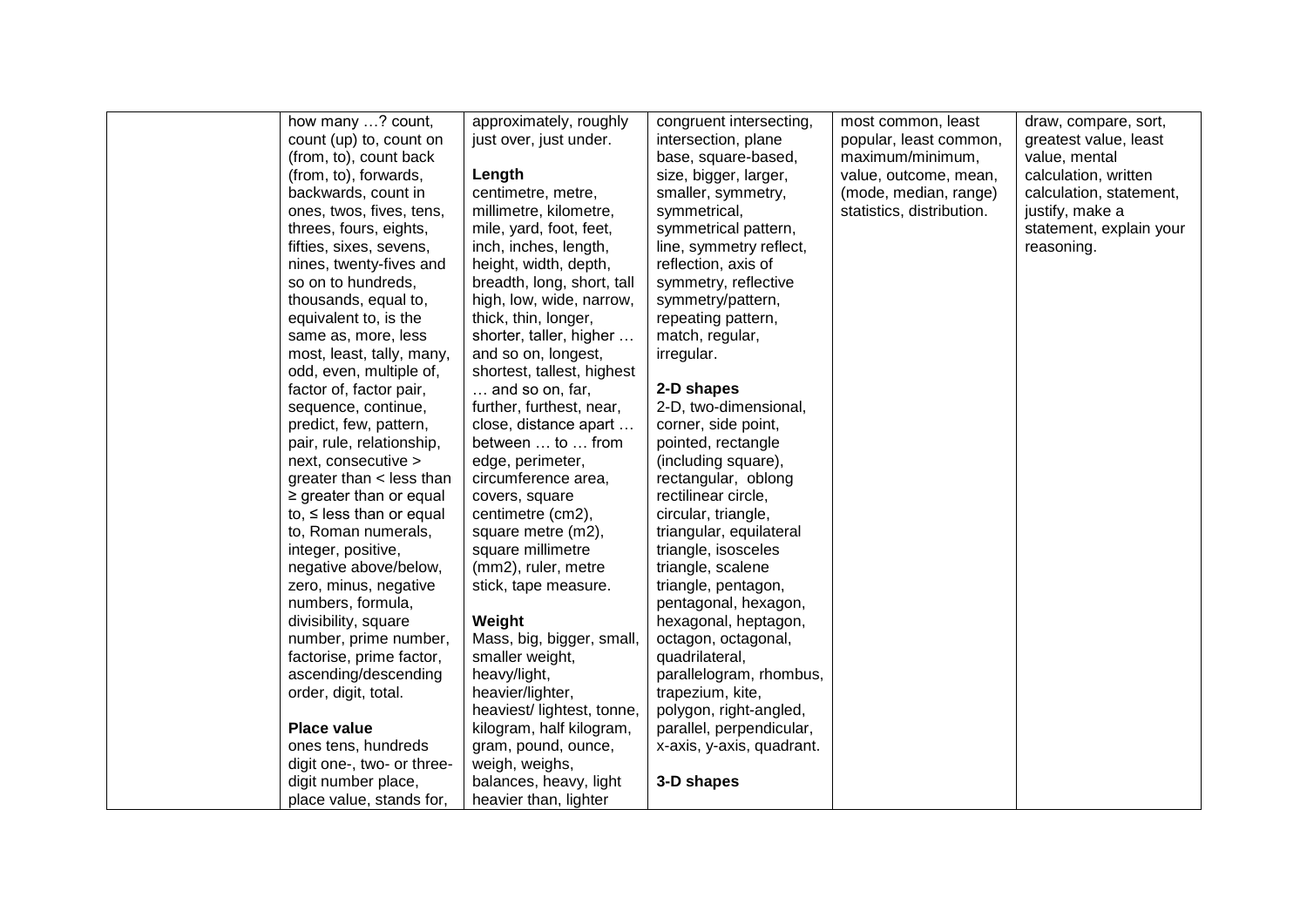| | | | | | |
|---|---|---|---|---|---|
| | how many …? count, count (up) to, count on (from, to), count back (from, to), forwards, backwards, count in ones, twos, fives, tens, threes, fours, eights, fifties, sixes, sevens, nines, twenty-fives and so on to hundreds, thousands, equal to, equivalent to, is the same as, more, less most, least, tally, many, odd, even, multiple of, factor of, factor pair, sequence, continue, predict, few, pattern, pair, rule, relationship, next, consecutive > greater than < less than ≥ greater than or equal to, ≤ less than or equal to, Roman numerals, integer, positive, negative above/below, zero, minus, negative numbers, formula, divisibility, square number, prime number, factorise, prime factor, ascending/descending order, digit, total.<br><br>**Place value**<br>ones tens, hundreds digit one-, two- or three-digit number place, place value, stands for, | approximately, roughly just over, just under.<br><br>**Length**<br>centimetre, metre, millimetre, kilometre, mile, yard, foot, feet, inch, inches, length, height, width, depth, breadth, long, short, tall high, low, wide, narrow, thick, thin, longer, shorter, taller, higher … and so on, longest, shortest, tallest, highest … and so on, far, further, furthest, near, close, distance apart … between … to … from edge, perimeter, circumference area, covers, square centimetre (cm2), square metre (m2), square millimetre (mm2), ruler, metre stick, tape measure.<br><br>**Weight**<br>Mass, big, bigger, small, smaller weight, heavy/light, heavier/lighter, heaviest/ lightest, tonne, kilogram, half kilogram, gram, pound, ounce, weigh, weighs, balances, heavy, light heavier than, lighter | congruent intersecting, intersection, plane base, square-based, size, bigger, larger, smaller, symmetry, symmetrical, symmetrical pattern, line, symmetry reflect, reflection, axis of symmetry, reflective symmetry/pattern, repeating pattern, match, regular, irregular.<br><br>**2-D shapes**<br>2-D, two-dimensional, corner, side point, pointed, rectangle (including square), rectangular, oblong rectilinear circle, circular, triangle, triangular, equilateral triangle, isosceles triangle, scalene triangle, pentagon, pentagonal, hexagon, hexagonal, heptagon, octagon, octagonal, quadrilateral, parallelogram, rhombus, trapezium, kite, polygon, right-angled, parallel, perpendicular, x-axis, y-axis, quadrant.<br><br>**3-D shapes** | most common, least popular, least common, maximum/minimum, value, outcome, mean, (mode, median, range) statistics, distribution. | draw, compare, sort, greatest value, least value, mental calculation, written calculation, statement, justify, make a statement, explain your reasoning. |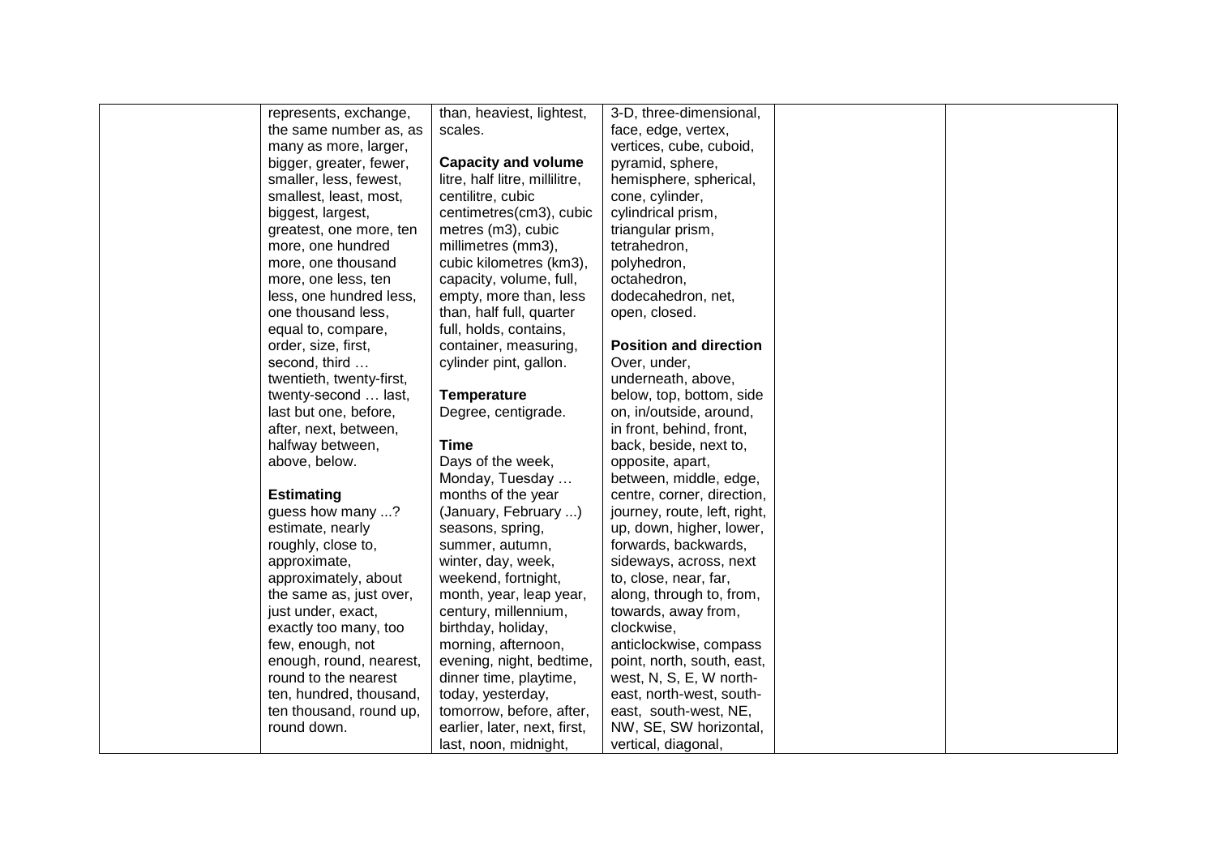| | | | | | |
|---|---|---|---|---|---|
| | represents, exchange, the same number as, as many as more, larger, bigger, greater, fewer, smaller, less, fewest, smallest, least, most, biggest, largest, greatest, one more, ten more, one hundred more, one thousand more, one less, ten less, one hundred less, one thousand less, equal to, compare, order, size, first, second, third … twentieth, twenty-first, twenty-second … last, last but one, before, after, next, between, halfway between, above, below.<br><br>**Estimating**<br>guess how many ...? estimate, nearly roughly, close to, approximate, approximately, about the same as, just over, just under, exact, exactly too many, too few, enough, not enough, round, nearest, round to the nearest ten, hundred, thousand, ten thousand, round up, round down. | than, heaviest, lightest, scales.<br><br>**Capacity and volume**<br>litre, half litre, millilitre, centilitre, cubic centimetres(cm3), cubic metres (m3), cubic millimetres (mm3), cubic kilometres (km3), capacity, volume, full, empty, more than, less than, half full, quarter full, holds, contains, container, measuring, cylinder pint, gallon.<br><br>**Temperature**<br>Degree, centigrade.<br><br>**Time**<br>Days of the week, Monday, Tuesday … months of the year (January, February ...) seasons, spring, summer, autumn, winter, day, week, weekend, fortnight, month, year, leap year, century, millennium, birthday, holiday, morning, afternoon, evening, night, bedtime, dinner time, playtime, today, yesterday, tomorrow, before, after, earlier, later, next, first, last, noon, midnight, | 3-D, three-dimensional, face, edge, vertex, vertices, cube, cuboid, pyramid, sphere, hemisphere, spherical, cone, cylinder, cylindrical prism, triangular prism, tetrahedron, polyhedron, octahedron, dodecahedron, net, open, closed.<br><br>**Position and direction**<br>Over, under, underneath, above, below, top, bottom, side on, in/outside, around, in front, behind, front, back, beside, next to, opposite, apart, between, middle, edge, centre, corner, direction, journey, route, left, right, up, down, higher, lower, forwards, backwards, sideways, across, next to, close, near, far, along, through to, from, towards, away from, clockwise, anticlockwise, compass point, north, south, east, west, N, S, E, W north-east, north-west, south-east, south-west, NE, NW, SE, SW horizontal, vertical, diagonal, | | |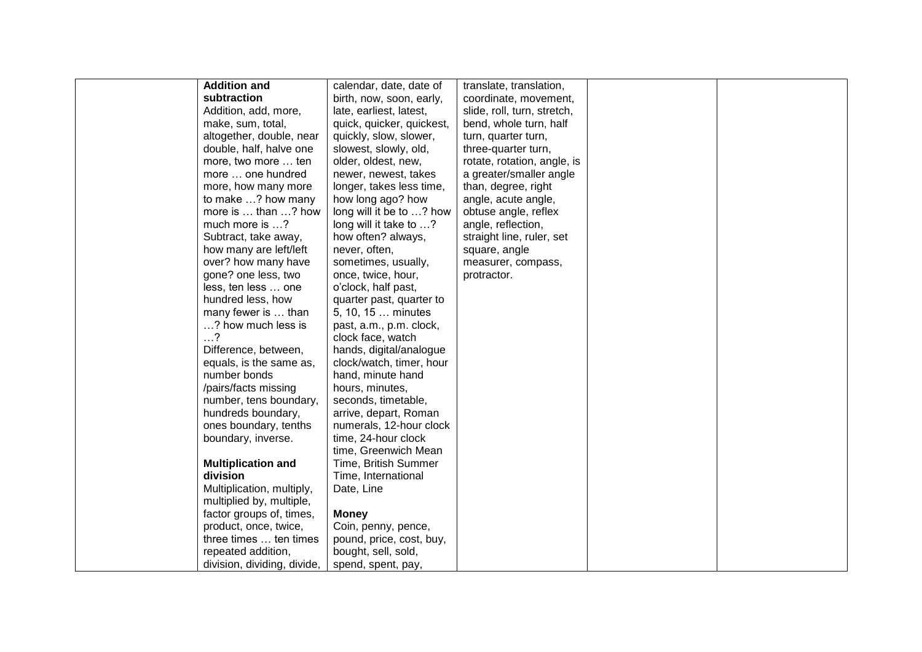| | | | | | |
|---|---|---|---|---|---|
| | **Addition and subtraction**<br>Addition, add, more, make, sum, total, altogether, double, near double, half, halve one more, two more … ten more … one hundred more, how many more to make …? how many more is … than …? how much more is …?<br>Subtract, take away, how many are left/left over? how many have gone? one less, two less, ten less … one hundred less, how many fewer is … than …? how much less is …?<br>Difference, between, equals, is the same as, number bonds /pairs/facts missing number, tens boundary, hundreds boundary, ones boundary, tenths boundary, inverse.<br><br>**Multiplication and division**<br>Multiplication, multiply, multiplied by, multiple, factor groups of, times, product, once, twice, three times … ten times repeated addition, division, dividing, divide, | calendar, date, date of birth, now, soon, early, late, earliest, latest, quick, quicker, quickest, quickly, slow, slower, slowest, slowly, old, older, oldest, new, newer, newest, takes longer, takes less time, how long ago? how long will it be to …? how long will it take to …? how often? always, never, often, sometimes, usually, once, twice, hour, o'clock, half past, quarter past, quarter to 5, 10, 15 … minutes past, a.m., p.m. clock, clock face, watch hands, digital/analogue clock/watch, timer, hour hand, minute hand hours, minutes, seconds, timetable, arrive, depart, Roman numerals, 12-hour clock time, 24-hour clock time, Greenwich Mean Time, British Summer Time, International Date, Line<br><br>**Money**<br>Coin, penny, pence, pound, price, cost, buy, bought, sell, sold, spend, spent, pay, | translate, translation, coordinate, movement, slide, roll, turn, stretch, bend, whole turn, half turn, quarter turn, three-quarter turn, rotate, rotation, angle, is a greater/smaller angle than, degree, right angle, acute angle, obtuse angle, reflex angle, reflection, straight line, ruler, set square, angle measurer, compass, protractor. | | |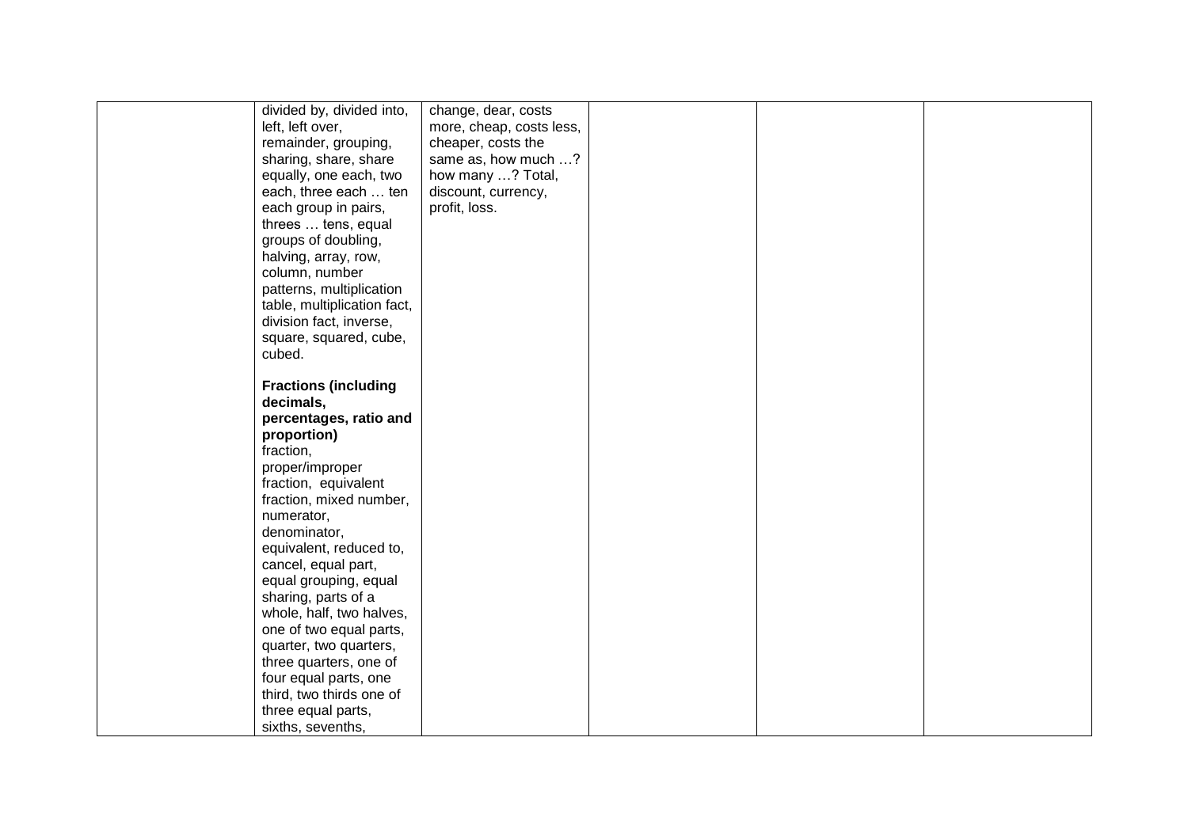| | | | | | |
|---|---|---|---|---|---|
| | divided by, divided into, left, left over, remainder, grouping, sharing, share, share equally, one each, two each, three each … ten each group in pairs, threes … tens, equal groups of doubling, halving, array, row, column, number patterns, multiplication table, multiplication fact, division fact, inverse, square, squared, cube, cubed.<br><br>**Fractions (including decimals, percentages, ratio and proportion)**<br>fraction, proper/improper fraction, equivalent fraction, mixed number, numerator, denominator, equivalent, reduced to, cancel, equal part, equal grouping, equal sharing, parts of a whole, half, two halves, one of two equal parts, quarter, two quarters, three quarters, one of four equal parts, one third, two thirds one of three equal parts, sixths, sevenths, | change, dear, costs more, cheap, costs less, cheaper, costs the same as, how much …? how many …? Total, discount, currency, profit, loss. | | | |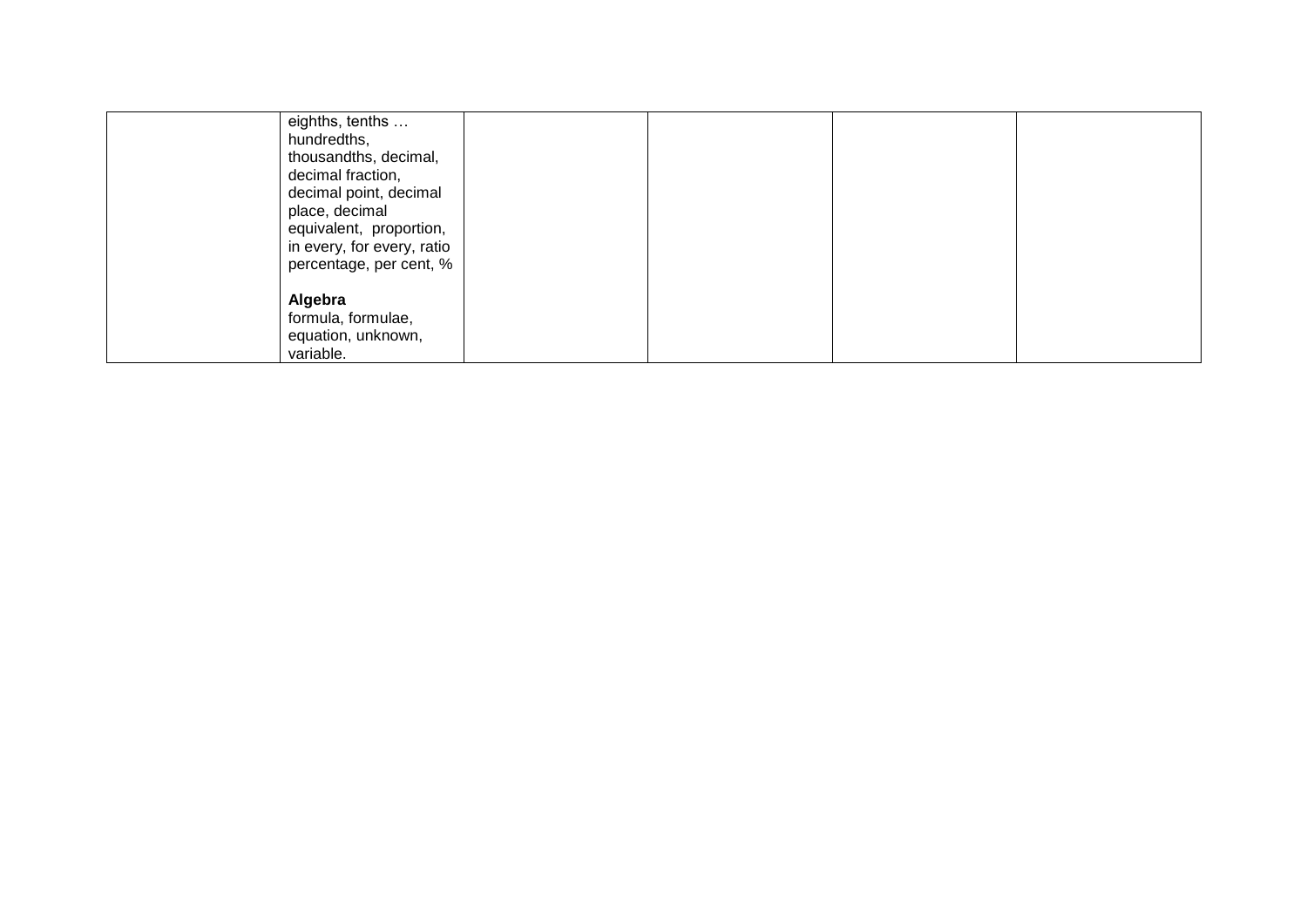| | | | | | |
|---|---|---|---|---|---|
| | eighths, tenths … hundredths, thousandths, decimal, decimal fraction, decimal point, decimal place, decimal equivalent, proportion, in every, for every, ratio percentage, per cent, %<br><br>**Algebra**<br>formula, formulae, equation, unknown, variable. | | | | |